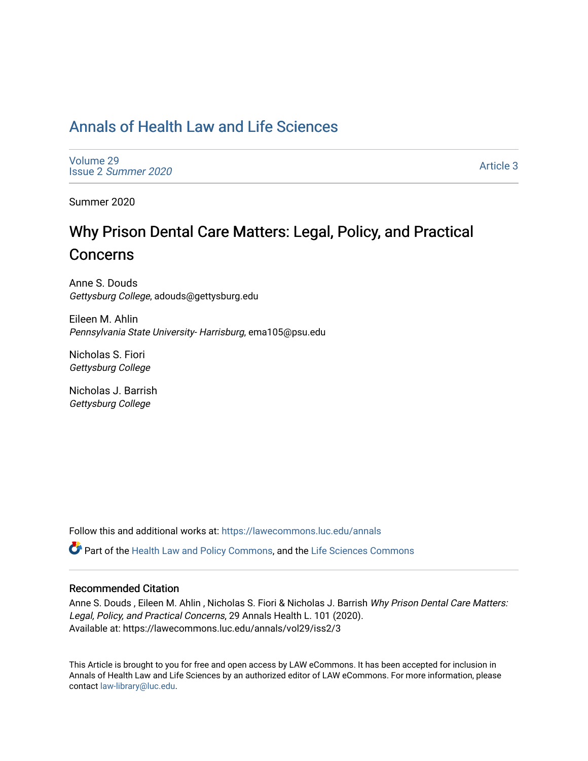# Annals of Health Law and Life Sciences

Volume 29
Issue 2 *Summer 2020*

Article 3

Summer 2020

## Why Prison Dental Care Matters: Legal, Policy, and Practical Concerns

Anne S. Douds
*Gettysburg College*, adouds@gettysburg.edu

Eileen M. Ahlin
*Pennsylvania State University- Harrisburg*, ema105@psu.edu

Nicholas S. Fiori
*Gettysburg College*

Nicholas J. Barrish
*Gettysburg College*

Follow this and additional works at: https://lawecommons.luc.edu/annals

Part of the Health Law and Policy Commons, and the Life Sciences Commons

### Recommended Citation

Anne S. Douds , Eileen M. Ahlin , Nicholas S. Fiori & Nicholas J. Barrish *Why Prison Dental Care Matters: Legal, Policy, and Practical Concerns*, 29 Annals Health L. 101 (2020).
Available at: https://lawecommons.luc.edu/annals/vol29/iss2/3

This Article is brought to you for free and open access by LAW eCommons. It has been accepted for inclusion in Annals of Health Law and Life Sciences by an authorized editor of LAW eCommons. For more information, please contact law-library@luc.edu.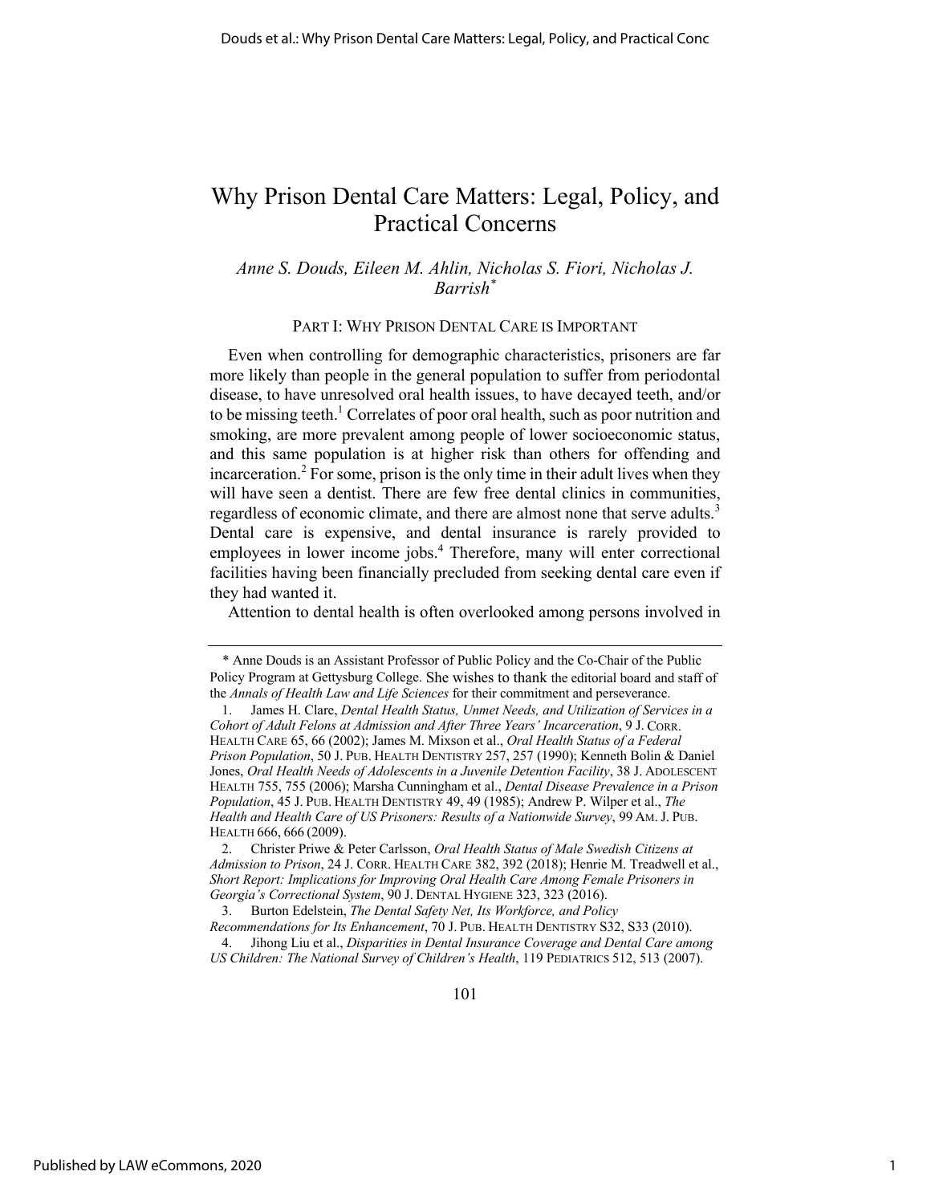# Why Prison Dental Care Matters: Legal, Policy, and Practical Concerns

*Anne S. Douds, Eileen M. Ahlin, Nicholas S. Fiori, Nicholas J. Barrish*[*]

## PART I: WHY PRISON DENTAL CARE IS IMPORTANT

Even when controlling for demographic characteristics, prisoners are far more likely than people in the general population to suffer from periodontal disease, to have unresolved oral health issues, to have decayed teeth, and/or to be missing teeth.[1] Correlates of poor oral health, such as poor nutrition and smoking, are more prevalent among people of lower socioeconomic status, and this same population is at higher risk than others for offending and incarceration.[2] For some, prison is the only time in their adult lives when they will have seen a dentist. There are few free dental clinics in communities, regardless of economic climate, and there are almost none that serve adults.[3] Dental care is expensive, and dental insurance is rarely provided to employees in lower income jobs.[4] Therefore, many will enter correctional facilities having been financially precluded from seeking dental care even if they had wanted it.

Attention to dental health is often overlooked among persons involved in

---

\* Anne Douds is an Assistant Professor of Public Policy and the Co-Chair of the Public Policy Program at Gettysburg College. She wishes to thank the editorial board and staff of the *Annals of Health Law and Life Sciences* for their commitment and perseverance.

1. James H. Clare, *Dental Health Status, Unmet Needs, and Utilization of Services in a Cohort of Adult Felons at Admission and After Three Years' Incarceration*, 9 J. CORR. HEALTH CARE 65, 66 (2002); James M. Mixson et al., *Oral Health Status of a Federal Prison Population*, 50 J. PUB. HEALTH DENTISTRY 257, 257 (1990); Kenneth Bolin & Daniel Jones, *Oral Health Needs of Adolescents in a Juvenile Detention Facility*, 38 J. ADOLESCENT HEALTH 755, 755 (2006); Marsha Cunningham et al., *Dental Disease Prevalence in a Prison Population*, 45 J. PUB. HEALTH DENTISTRY 49, 49 (1985); Andrew P. Wilper et al., *The Health and Health Care of US Prisoners: Results of a Nationwide Survey*, 99 AM. J. PUB. HEALTH 666, 666 (2009).

2. Christer Priwe & Peter Carlsson, *Oral Health Status of Male Swedish Citizens at Admission to Prison*, 24 J. CORR. HEALTH CARE 382, 392 (2018); Henrie M. Treadwell et al., *Short Report: Implications for Improving Oral Health Care Among Female Prisoners in Georgia's Correctional System*, 90 J. DENTAL HYGIENE 323, 323 (2016).

3. Burton Edelstein, *The Dental Safety Net, Its Workforce, and Policy Recommendations for Its Enhancement*, 70 J. PUB. HEALTH DENTISTRY S32, S33 (2010).

4. Jihong Liu et al., *Disparities in Dental Insurance Coverage and Dental Care among US Children: The National Survey of Children's Health*, 119 PEDIATRICS 512, 513 (2007).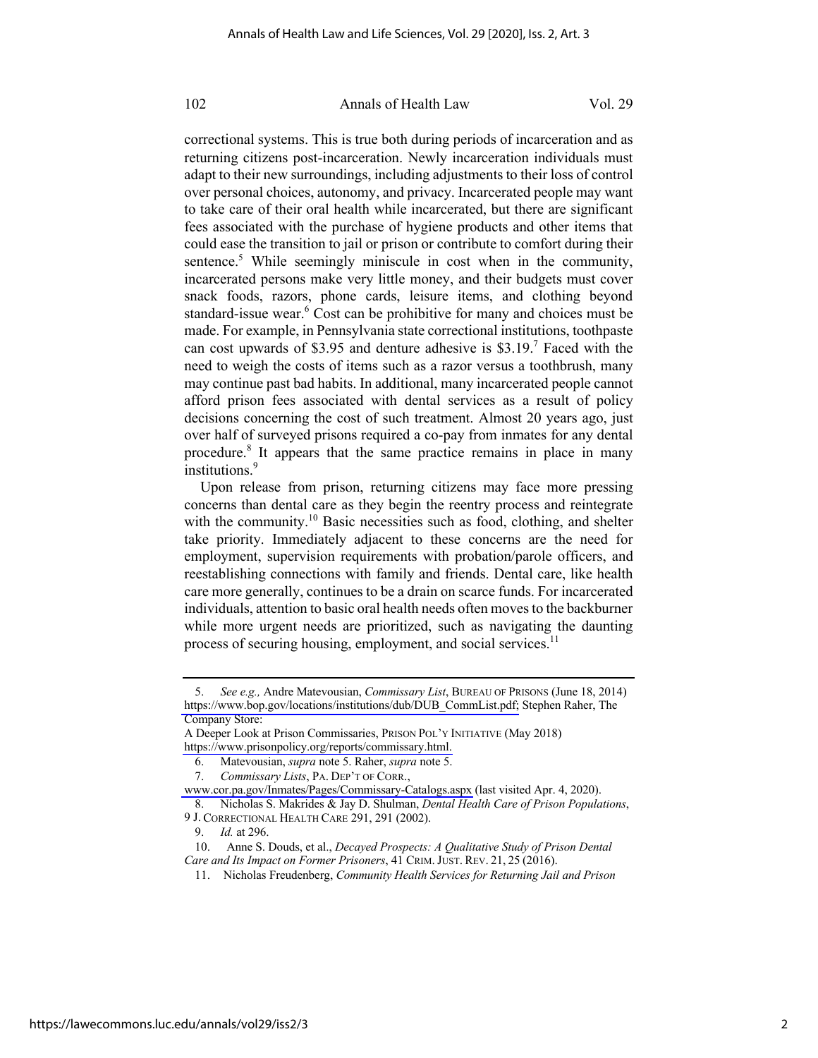correctional systems. This is true both during periods of incarceration and as returning citizens post-incarceration. Newly incarceration individuals must adapt to their new surroundings, including adjustments to their loss of control over personal choices, autonomy, and privacy. Incarcerated people may want to take care of their oral health while incarcerated, but there are significant fees associated with the purchase of hygiene products and other items that could ease the transition to jail or prison or contribute to comfort during their sentence.[5] While seemingly miniscule in cost when in the community, incarcerated persons make very little money, and their budgets must cover snack foods, razors, phone cards, leisure items, and clothing beyond standard-issue wear.[6] Cost can be prohibitive for many and choices must be made. For example, in Pennsylvania state correctional institutions, toothpaste can cost upwards of $3.95 and denture adhesive is $3.19.[7] Faced with the need to weigh the costs of items such as a razor versus a toothbrush, many may continue past bad habits. In additional, many incarcerated people cannot afford prison fees associated with dental services as a result of policy decisions concerning the cost of such treatment. Almost 20 years ago, just over half of surveyed prisons required a co-pay from inmates for any dental procedure.[8] It appears that the same practice remains in place in many institutions.[9]

Upon release from prison, returning citizens may face more pressing concerns than dental care as they begin the reentry process and reintegrate with the community.[10] Basic necessities such as food, clothing, and shelter take priority. Immediately adjacent to these concerns are the need for employment, supervision requirements with probation/parole officers, and reestablishing connections with family and friends. Dental care, like health care more generally, continues to be a drain on scarce funds. For incarcerated individuals, attention to basic oral health needs often moves to the backburner while more urgent needs are prioritized, such as navigating the daunting process of securing housing, employment, and social services.[11]

---

5. *See e.g.,* Andre Matevousian, *Commissary List*, BUREAU OF PRISONS (June 18, 2014) https://www.bop.gov/locations/institutions/dub/DUB_CommList.pdf; Stephen Raher, The Company Store: A Deeper Look at Prison Commissaries, PRISON POL'Y INITIATIVE (May 2018) https://www.prisonpolicy.org/reports/commissary.html.

6. Matevousian, *supra* note 5. Raher, *supra* note 5.

7. *Commissary Lists*, PA. DEP'T OF CORR., www.cor.pa.gov/Inmates/Pages/Commissary-Catalogs.aspx (last visited Apr. 4, 2020).

8. Nicholas S. Makrides & Jay D. Shulman, *Dental Health Care of Prison Populations*, 9 J. CORRECTIONAL HEALTH CARE 291, 291 (2002).

9. *Id.* at 296.

10. Anne S. Douds, et al., *Decayed Prospects: A Qualitative Study of Prison Dental Care and Its Impact on Former Prisoners*, 41 CRIM. JUST. REV. 21, 25 (2016).

11. Nicholas Freudenberg, *Community Health Services for Returning Jail and Prison*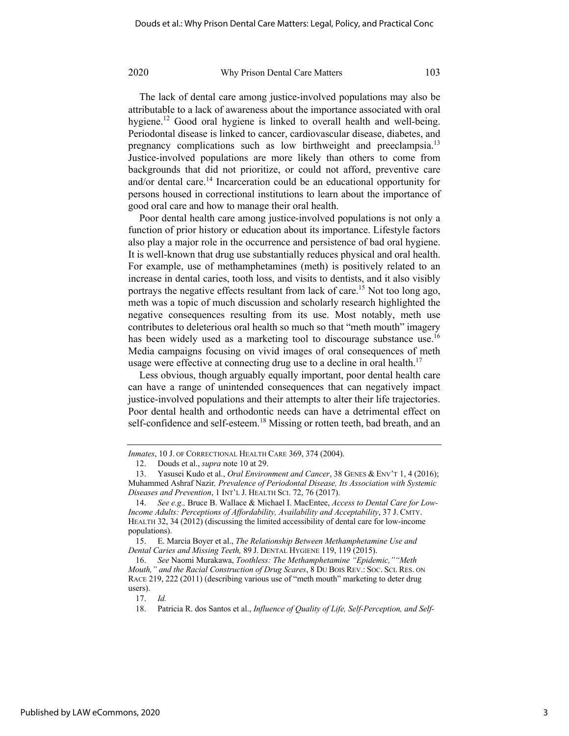The lack of dental care among justice-involved populations may also be attributable to a lack of awareness about the importance associated with oral hygiene.[12] Good oral hygiene is linked to overall health and well-being. Periodontal disease is linked to cancer, cardiovascular disease, diabetes, and pregnancy complications such as low birthweight and preeclampsia.[13] Justice-involved populations are more likely than others to come from backgrounds that did not prioritize, or could not afford, preventive care and/or dental care.[14] Incarceration could be an educational opportunity for persons housed in correctional institutions to learn about the importance of good oral care and how to manage their oral health.

Poor dental health care among justice-involved populations is not only a function of prior history or education about its importance. Lifestyle factors also play a major role in the occurrence and persistence of bad oral hygiene. It is well-known that drug use substantially reduces physical and oral health. For example, use of methamphetamines (meth) is positively related to an increase in dental caries, tooth loss, and visits to dentists, and it also visibly portrays the negative effects resultant from lack of care.[15] Not too long ago, meth was a topic of much discussion and scholarly research highlighted the negative consequences resulting from its use. Most notably, meth use contributes to deleterious oral health so much so that "meth mouth" imagery has been widely used as a marketing tool to discourage substance use.[16] Media campaigns focusing on vivid images of oral consequences of meth usage were effective at connecting drug use to a decline in oral health.[17]

Less obvious, though arguably equally important, poor dental health care can have a range of unintended consequences that can negatively impact justice-involved populations and their attempts to alter their life trajectories. Poor dental health and orthodontic needs can have a detrimental effect on self-confidence and self-esteem.[18] Missing or rotten teeth, bad breath, and an

---

*Inmates*, 10 J. OF CORRECTIONAL HEALTH CARE 369, 374 (2004).

12. Douds et al., *supra* note 10 at 29.

13. Yasusei Kudo et al., *Oral Environment and Cancer*, 38 GENES & ENV'T 1, 4 (2016); Muhammed Ashraf Nazir, *Prevalence of Periodontal Disease, Its Association with Systemic Diseases and Prevention*, 1 INT'L J. HEALTH SCI. 72, 76 (2017).

14. *See e.g.,* Bruce B. Wallace & Michael I. MacEntee, *Access to Dental Care for Low-Income Adults: Perceptions of Affordability, Availability and Acceptability*, 37 J. CMTY. HEALTH 32, 34 (2012) (discussing the limited accessibility of dental care for low-income populations).

15. E. Marcia Boyer et al., *The Relationship Between Methamphetamine Use and Dental Caries and Missing Teeth,* 89 J. DENTAL HYGIENE 119, 119 (2015).

16. *See* Naomi Murakawa, *Toothless: The Methamphetamine "Epidemic," "Meth Mouth," and the Racial Construction of Drug Scares*, 8 DU BOIS REV.: SOC. SCI. RES. ON RACE 219, 222 (2011) (describing various use of "meth mouth" marketing to deter drug users).

17. *Id.*

18. Patricia R. dos Santos et al., *Influence of Quality of Life, Self-Perception, and Self-*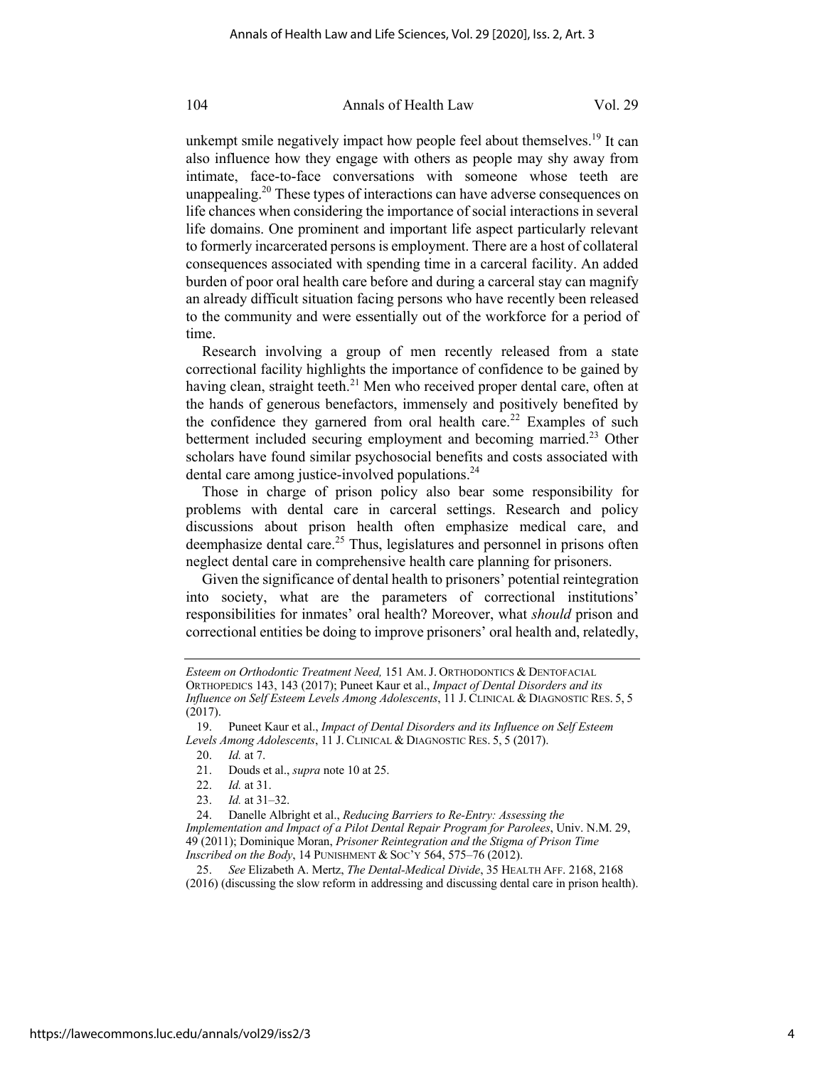unkempt smile negatively impact how people feel about themselves.[19] It can also influence how they engage with others as people may shy away from intimate, face-to-face conversations with someone whose teeth are unappealing.[20] These types of interactions can have adverse consequences on life chances when considering the importance of social interactions in several life domains. One prominent and important life aspect particularly relevant to formerly incarcerated persons is employment. There are a host of collateral consequences associated with spending time in a carceral facility. An added burden of poor oral health care before and during a carceral stay can magnify an already difficult situation facing persons who have recently been released to the community and were essentially out of the workforce for a period of time.

Research involving a group of men recently released from a state correctional facility highlights the importance of confidence to be gained by having clean, straight teeth.[21] Men who received proper dental care, often at the hands of generous benefactors, immensely and positively benefited by the confidence they garnered from oral health care.[22] Examples of such betterment included securing employment and becoming married.[23] Other scholars have found similar psychosocial benefits and costs associated with dental care among justice-involved populations.[24]

Those in charge of prison policy also bear some responsibility for problems with dental care in carceral settings. Research and policy discussions about prison health often emphasize medical care, and deemphasize dental care.[25] Thus, legislatures and personnel in prisons often neglect dental care in comprehensive health care planning for prisoners.

Given the significance of dental health to prisoners' potential reintegration into society, what are the parameters of correctional institutions' responsibilities for inmates' oral health? Moreover, what *should* prison and correctional entities be doing to improve prisoners' oral health and, relatedly,

---

*Esteem on Orthodontic Treatment Need,* 151 AM. J. ORTHODONTICS & DENTOFACIAL ORTHOPEDICS 143, 143 (2017); Puneet Kaur et al., *Impact of Dental Disorders and its Influence on Self Esteem Levels Among Adolescents*, 11 J. CLINICAL & DIAGNOSTIC RES. 5, 5 (2017).

19. Puneet Kaur et al., *Impact of Dental Disorders and its Influence on Self Esteem Levels Among Adolescents*, 11 J. CLINICAL & DIAGNOSTIC RES. 5, 5 (2017).

20. *Id.* at 7.

21. Douds et al., *supra* note 10 at 25.

22. *Id.* at 31.

23. *Id.* at 31–32.

24. Danelle Albright et al., *Reducing Barriers to Re-Entry: Assessing the Implementation and Impact of a Pilot Dental Repair Program for Parolees*, Univ. N.M. 29, 49 (2011); Dominique Moran, *Prisoner Reintegration and the Stigma of Prison Time Inscribed on the Body*, 14 PUNISHMENT & SOC'Y 564, 575–76 (2012).

25. *See* Elizabeth A. Mertz, *The Dental-Medical Divide*, 35 HEALTH AFF. 2168, 2168 (2016) (discussing the slow reform in addressing and discussing dental care in prison health).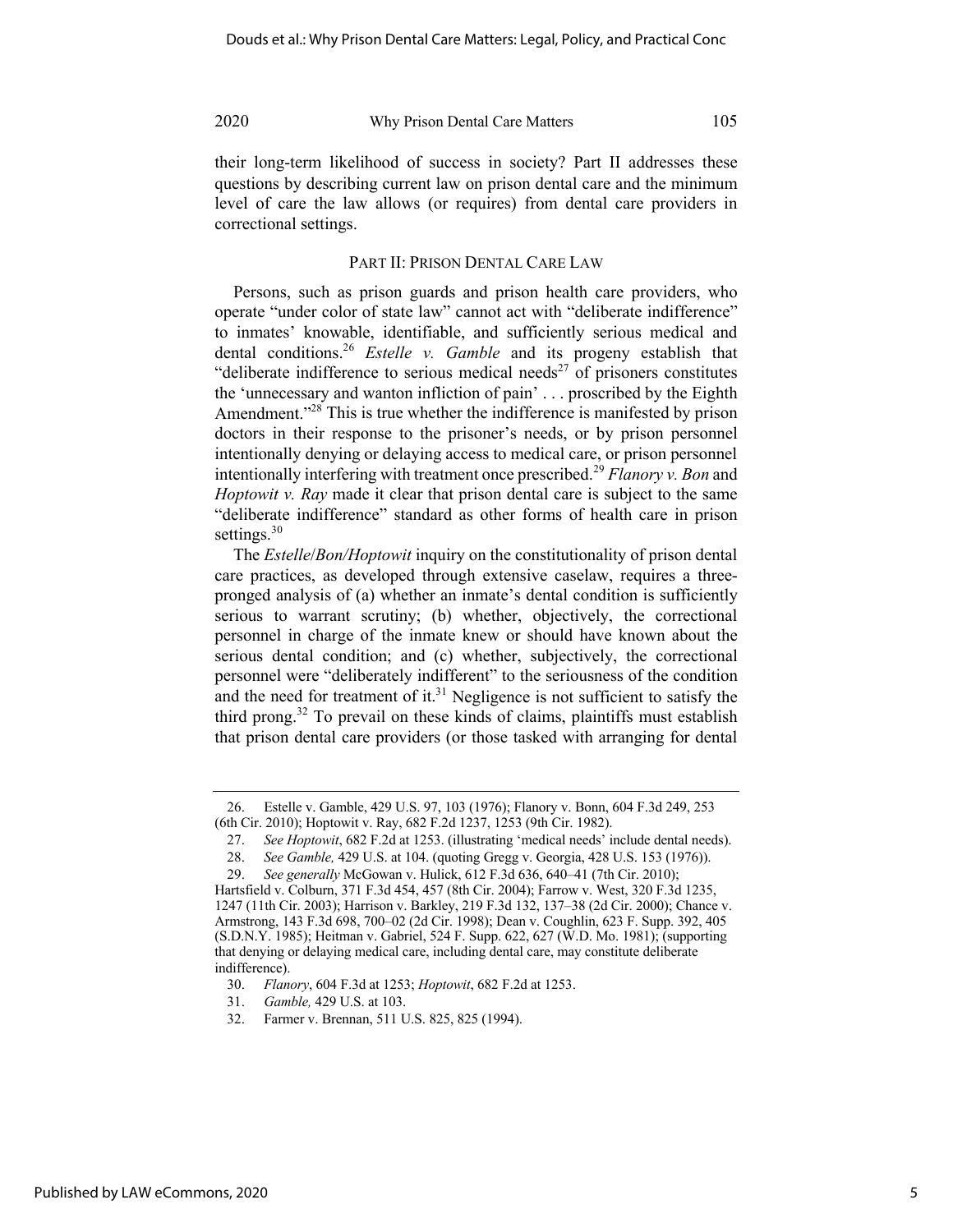their long-term likelihood of success in society? Part II addresses these questions by describing current law on prison dental care and the minimum level of care the law allows (or requires) from dental care providers in correctional settings.

## PART II: PRISON DENTAL CARE LAW

Persons, such as prison guards and prison health care providers, who operate "under color of state law" cannot act with "deliberate indifference" to inmates' knowable, identifiable, and sufficiently serious medical and dental conditions.[26] *Estelle v. Gamble* and its progeny establish that "deliberate indifference to serious medical needs[27] of prisoners constitutes the 'unnecessary and wanton infliction of pain' . . . proscribed by the Eighth Amendment."[28] This is true whether the indifference is manifested by prison doctors in their response to the prisoner's needs, or by prison personnel intentionally denying or delaying access to medical care, or prison personnel intentionally interfering with treatment once prescribed.[29] *Flanory v. Bon* and *Hoptowit v. Ray* made it clear that prison dental care is subject to the same "deliberate indifference" standard as other forms of health care in prison settings.[30]

The *Estelle*/*Bon/Hoptowit* inquiry on the constitutionality of prison dental care practices, as developed through extensive caselaw, requires a three-pronged analysis of (a) whether an inmate's dental condition is sufficiently serious to warrant scrutiny; (b) whether, objectively, the correctional personnel in charge of the inmate knew or should have known about the serious dental condition; and (c) whether, subjectively, the correctional personnel were "deliberately indifferent" to the seriousness of the condition and the need for treatment of it.[31] Negligence is not sufficient to satisfy the third prong.[32] To prevail on these kinds of claims, plaintiffs must establish that prison dental care providers (or those tasked with arranging for dental

---

26. Estelle v. Gamble, 429 U.S. 97, 103 (1976); Flanory v. Bonn, 604 F.3d 249, 253 (6th Cir. 2010); Hoptowit v. Ray, 682 F.2d 1237, 1253 (9th Cir. 1982).

27. *See Hoptowit*, 682 F.2d at 1253. (illustrating 'medical needs' include dental needs).

28. *See Gamble,* 429 U.S. at 104. (quoting Gregg v. Georgia, 428 U.S. 153 (1976)).

29. *See generally* McGowan v. Hulick, 612 F.3d 636, 640–41 (7th Cir. 2010); Hartsfield v. Colburn, 371 F.3d 454, 457 (8th Cir. 2004); Farrow v. West, 320 F.3d 1235, 1247 (11th Cir. 2003); Harrison v. Barkley, 219 F.3d 132, 137–38 (2d Cir. 2000); Chance v. Armstrong, 143 F.3d 698, 700–02 (2d Cir. 1998); Dean v. Coughlin, 623 F. Supp. 392, 405 (S.D.N.Y. 1985); Heitman v. Gabriel, 524 F. Supp. 622, 627 (W.D. Mo. 1981); (supporting that denying or delaying medical care, including dental care, may constitute deliberate indifference).

30. *Flanory*, 604 F.3d at 1253; *Hoptowit*, 682 F.2d at 1253.

31. *Gamble,* 429 U.S. at 103.

32. Farmer v. Brennan, 511 U.S. 825, 825 (1994).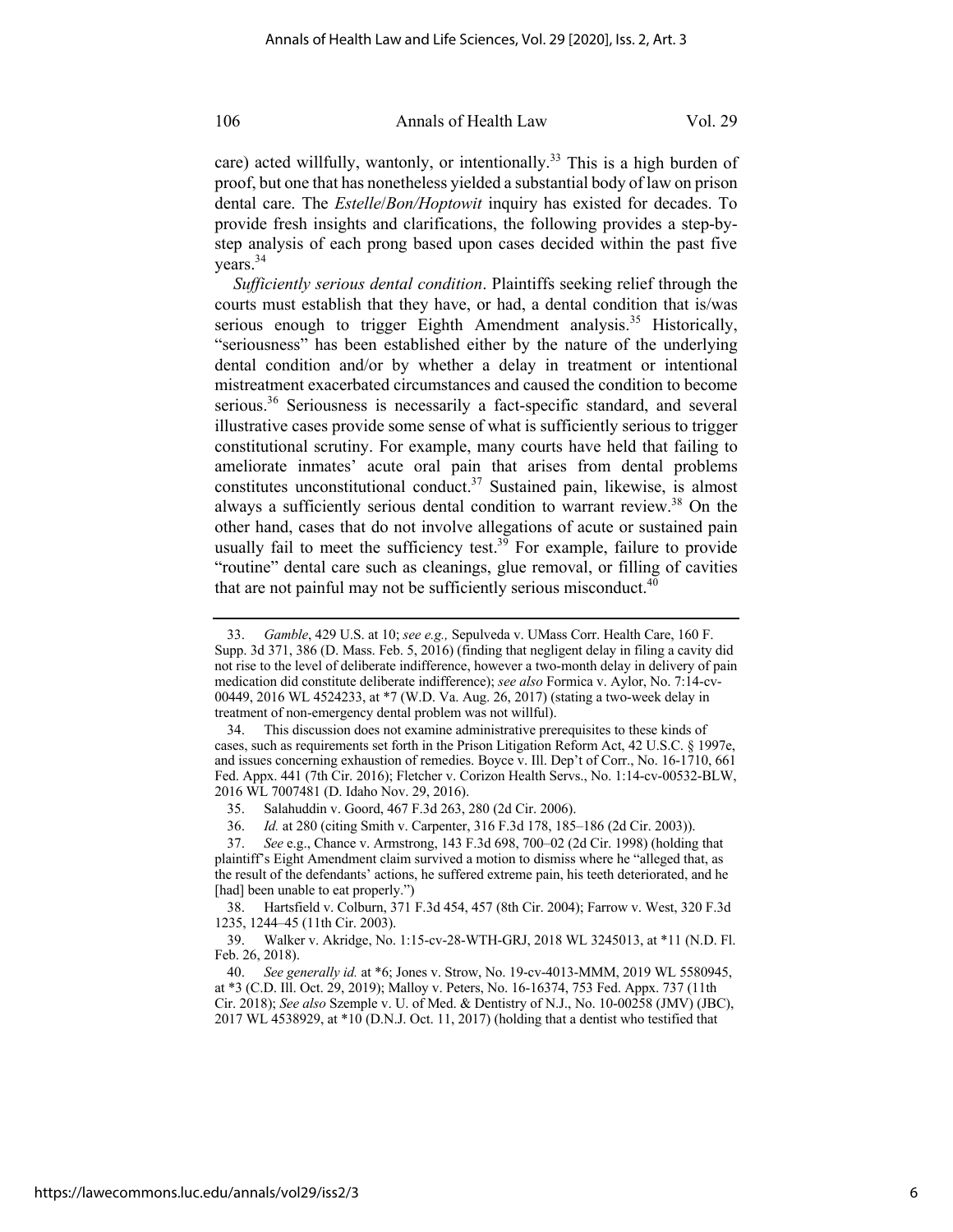care) acted willfully, wantonly, or intentionally.[33] This is a high burden of proof, but one that has nonetheless yielded a substantial body of law on prison dental care. The *Estelle*/*Bon/Hoptowit* inquiry has existed for decades. To provide fresh insights and clarifications, the following provides a step-by-step analysis of each prong based upon cases decided within the past five years.[34]

*Sufficiently serious dental condition*. Plaintiffs seeking relief through the courts must establish that they have, or had, a dental condition that is/was serious enough to trigger Eighth Amendment analysis.[35] Historically, "seriousness" has been established either by the nature of the underlying dental condition and/or by whether a delay in treatment or intentional mistreatment exacerbated circumstances and caused the condition to become serious.[36] Seriousness is necessarily a fact-specific standard, and several illustrative cases provide some sense of what is sufficiently serious to trigger constitutional scrutiny. For example, many courts have held that failing to ameliorate inmates' acute oral pain that arises from dental problems constitutes unconstitutional conduct.[37] Sustained pain, likewise, is almost always a sufficiently serious dental condition to warrant review.[38] On the other hand, cases that do not involve allegations of acute or sustained pain usually fail to meet the sufficiency test.[39] For example, failure to provide "routine" dental care such as cleanings, glue removal, or filling of cavities that are not painful may not be sufficiently serious misconduct.[40]

---

33. *Gamble*, 429 U.S. at 10; *see e.g.,* Sepulveda v. UMass Corr. Health Care, 160 F. Supp. 3d 371, 386 (D. Mass. Feb. 5, 2016) (finding that negligent delay in filing a cavity did not rise to the level of deliberate indifference, however a two-month delay in delivery of pain medication did constitute deliberate indifference); *see also* Formica v. Aylor, No. 7:14-cv-00449, 2016 WL 4524233, at *7 (W.D. Va. Aug. 26, 2017) (stating a two-week delay in treatment of non-emergency dental problem was not willful).

34. This discussion does not examine administrative prerequisites to these kinds of cases, such as requirements set forth in the Prison Litigation Reform Act, 42 U.S.C. § 1997e, and issues concerning exhaustion of remedies. Boyce v. Ill. Dep't of Corr., No. 16-1710, 661 Fed. Appx. 441 (7th Cir. 2016); Fletcher v. Corizon Health Servs., No. 1:14-cv-00532-BLW, 2016 WL 7007481 (D. Idaho Nov. 29, 2016).

35. Salahuddin v. Goord, 467 F.3d 263, 280 (2d Cir. 2006).

36. *Id.* at 280 (citing Smith v. Carpenter, 316 F.3d 178, 185–186 (2d Cir. 2003)).

37. *See* e.g., Chance v. Armstrong, 143 F.3d 698, 700–02 (2d Cir. 1998) (holding that plaintiff's Eight Amendment claim survived a motion to dismiss where he "alleged that, as the result of the defendants' actions, he suffered extreme pain, his teeth deteriorated, and he [had] been unable to eat properly.")

38. Hartsfield v. Colburn, 371 F.3d 454, 457 (8th Cir. 2004); Farrow v. West, 320 F.3d 1235, 1244–45 (11th Cir. 2003).

39. Walker v. Akridge, No. 1:15-cv-28-WTH-GRJ, 2018 WL 3245013, at *11 (N.D. Fl. Feb. 26, 2018).

40. *See generally id.* at *6; Jones v. Strow, No. 19-cv-4013-MMM, 2019 WL 5580945, at *3 (C.D. Ill. Oct. 29, 2019); Malloy v. Peters, No. 16-16374, 753 Fed. Appx. 737 (11th Cir. 2018); *See also* Szemple v. U. of Med. & Dentistry of N.J., No. 10-00258 (JMV) (JBC), 2017 WL 4538929, at *10 (D.N.J. Oct. 11, 2017) (holding that a dentist who testified that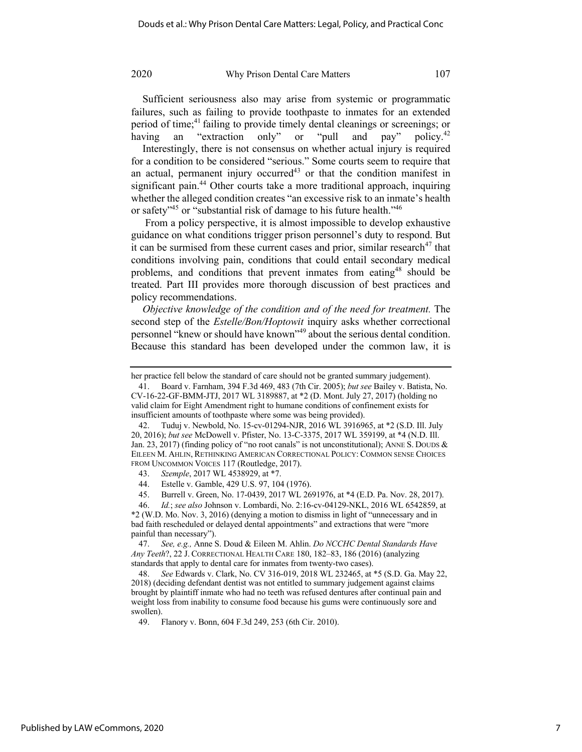Sufficient seriousness also may arise from systemic or programmatic failures, such as failing to provide toothpaste to inmates for an extended period of time;[41] failing to provide timely dental cleanings or screenings; or having an "extraction only" or "pull and pay" policy.[42]

Interestingly, there is not consensus on whether actual injury is required for a condition to be considered "serious." Some courts seem to require that an actual, permanent injury occurred[43] or that the condition manifest in significant pain.[44] Other courts take a more traditional approach, inquiring whether the alleged condition creates "an excessive risk to an inmate's health or safety"[45] or "substantial risk of damage to his future health."[46]

From a policy perspective, it is almost impossible to develop exhaustive guidance on what conditions trigger prison personnel's duty to respond. But it can be surmised from these current cases and prior, similar research[47] that conditions involving pain, conditions that could entail secondary medical problems, and conditions that prevent inmates from eating[48] should be treated. Part III provides more thorough discussion of best practices and policy recommendations.

*Objective knowledge of the condition and of the need for treatment.* The second step of the *Estelle/Bon/Hoptowit* inquiry asks whether correctional personnel "knew or should have known"[49] about the serious dental condition. Because this standard has been developed under the common law, it is

---

her practice fell below the standard of care should not be granted summary judgement).

41. Board v. Farnham, 394 F.3d 469, 483 (7th Cir. 2005); *but see* Bailey v. Batista, No. CV-16-22-GF-BMM-JTJ, 2017 WL 3189887, at *2 (D. Mont. July 27, 2017) (holding no valid claim for Eight Amendment right to humane conditions of confinement exists for insufficient amounts of toothpaste where some was being provided).

42. Tuduj v. Newbold, No. 15-cv-01294-NJR, 2016 WL 3916965, at *2 (S.D. Ill. July 20, 2016); *but see* McDowell v. Pfister, No. 13-C-3375, 2017 WL 359199, at *4 (N.D. Ill. Jan. 23, 2017) (finding policy of "no root canals" is not unconstitutional); ANNE S. DOUDS & EILEEN M. AHLIN, RETHINKING AMERICAN CORRECTIONAL POLICY: COMMON SENSE CHOICES FROM UNCOMMON VOICES 117 (Routledge, 2017).

43. *Szemple*, 2017 WL 4538929, at *7.

44. Estelle v. Gamble, 429 U.S. 97, 104 (1976).

45. Burrell v. Green, No. 17-0439, 2017 WL 2691976, at *4 (E.D. Pa. Nov. 28, 2017).

46. *Id.*; *see also* Johnson v. Lombardi, No. 2:16-cv-04129-NKL, 2016 WL 6542859, at *2 (W.D. Mo. Nov. 3, 2016) (denying a motion to dismiss in light of "unnecessary and in bad faith rescheduled or delayed dental appointments" and extractions that were "more painful than necessary").

47. *See, e.g.,* Anne S. Doud & Eileen M. Ahlin. *Do NCCHC Dental Standards Have Any Teeth*?, 22 J. CORRECTIONAL HEALTH CARE 180, 182–83, 186 (2016) (analyzing standards that apply to dental care for inmates from twenty-two cases).

48. *See* Edwards v. Clark, No. CV 316-019, 2018 WL 232465, at *5 (S.D. Ga. May 22, 2018) (deciding defendant dentist was not entitled to summary judgement against claims brought by plaintiff inmate who had no teeth was refused dentures after continual pain and weight loss from inability to consume food because his gums were continuously sore and swollen).

49. Flanory v. Bonn, 604 F.3d 249, 253 (6th Cir. 2010).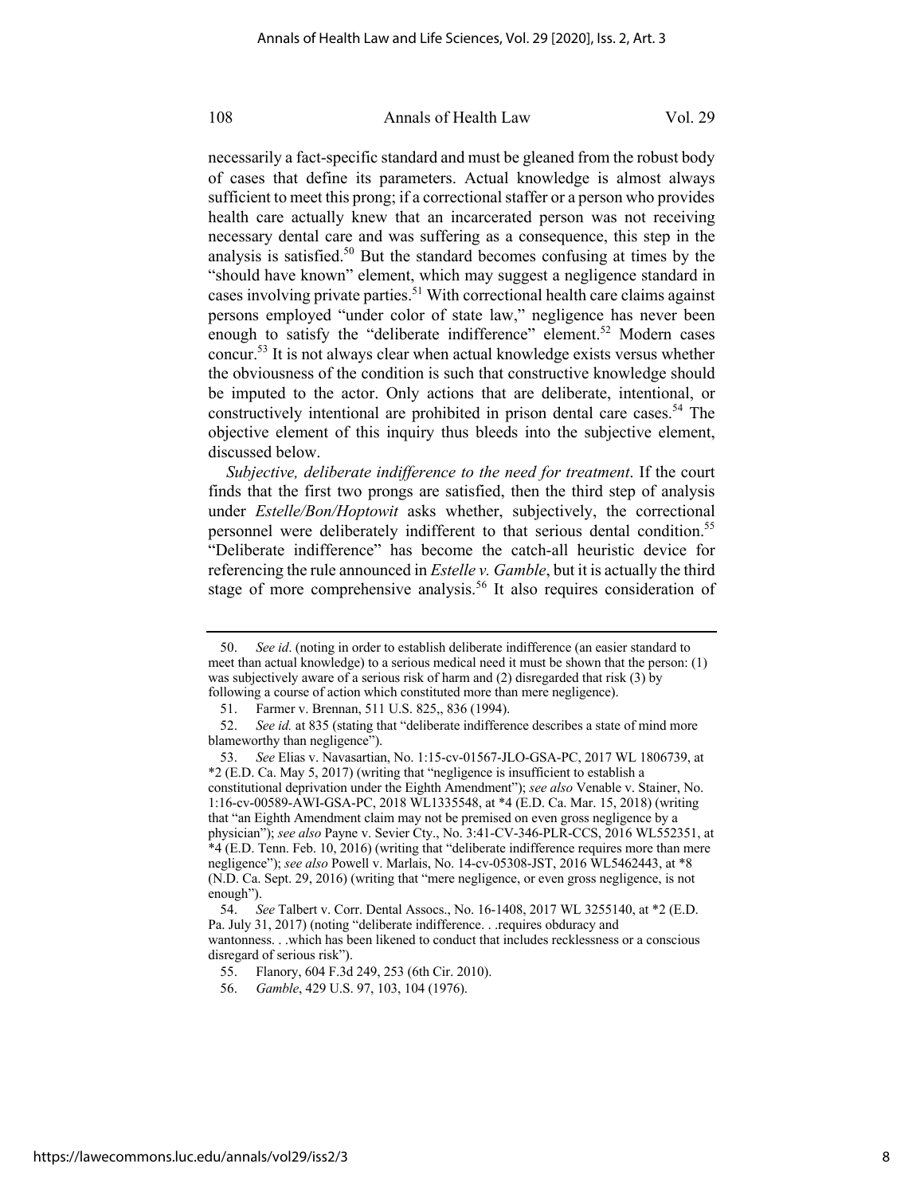necessarily a fact-specific standard and must be gleaned from the robust body of cases that define its parameters. Actual knowledge is almost always sufficient to meet this prong; if a correctional staffer or a person who provides health care actually knew that an incarcerated person was not receiving necessary dental care and was suffering as a consequence, this step in the analysis is satisfied.[50] But the standard becomes confusing at times by the "should have known" element, which may suggest a negligence standard in cases involving private parties.[51] With correctional health care claims against persons employed "under color of state law," negligence has never been enough to satisfy the "deliberate indifference" element.[52] Modern cases concur.[53] It is not always clear when actual knowledge exists versus whether the obviousness of the condition is such that constructive knowledge should be imputed to the actor. Only actions that are deliberate, intentional, or constructively intentional are prohibited in prison dental care cases.[54] The objective element of this inquiry thus bleeds into the subjective element, discussed below.

*Subjective, deliberate indifference to the need for treatment*. If the court finds that the first two prongs are satisfied, then the third step of analysis under *Estelle/Bon/Hoptowit* asks whether, subjectively, the correctional personnel were deliberately indifferent to that serious dental condition.[55] "Deliberate indifference" has become the catch-all heuristic device for referencing the rule announced in *Estelle v. Gamble*, but it is actually the third stage of more comprehensive analysis.[56] It also requires consideration of

---

50. *See id*. (noting in order to establish deliberate indifference (an easier standard to meet than actual knowledge) to a serious medical need it must be shown that the person: (1) was subjectively aware of a serious risk of harm and (2) disregarded that risk (3) by following a course of action which constituted more than mere negligence).

51. Farmer v. Brennan, 511 U.S. 825,, 836 (1994).

52. *See id.* at 835 (stating that "deliberate indifference describes a state of mind more blameworthy than negligence").

53. *See* Elias v. Navasartian, No. 1:15-cv-01567-JLO-GSA-PC, 2017 WL 1806739, at *2 (E.D. Ca. May 5, 2017) (writing that "negligence is insufficient to establish a constitutional deprivation under the Eighth Amendment"); *see also* Venable v. Stainer, No. 1:16-cv-00589-AWI-GSA-PC, 2018 WL1335548, at *4 (E.D. Ca. Mar. 15, 2018) (writing that "an Eighth Amendment claim may not be premised on even gross negligence by a physician"); *see also* Payne v. Sevier Cty., No. 3:41-CV-346-PLR-CCS, 2016 WL552351, at *4 (E.D. Tenn. Feb. 10, 2016) (writing that "deliberate indifference requires more than mere negligence"); *see also* Powell v. Marlais, No. 14-cv-05308-JST, 2016 WL5462443, at *8 (N.D. Ca. Sept. 29, 2016) (writing that "mere negligence, or even gross negligence, is not enough").

54. *See* Talbert v. Corr. Dental Assocs., No. 16-1408, 2017 WL 3255140, at *2 (E.D. Pa. July 31, 2017) (noting "deliberate indifference. . .requires obduracy and wantonness. . .which has been likened to conduct that includes recklessness or a conscious disregard of serious risk").

55. Flanory, 604 F.3d 249, 253 (6th Cir. 2010).

56. *Gamble*, 429 U.S. 97, 103, 104 (1976).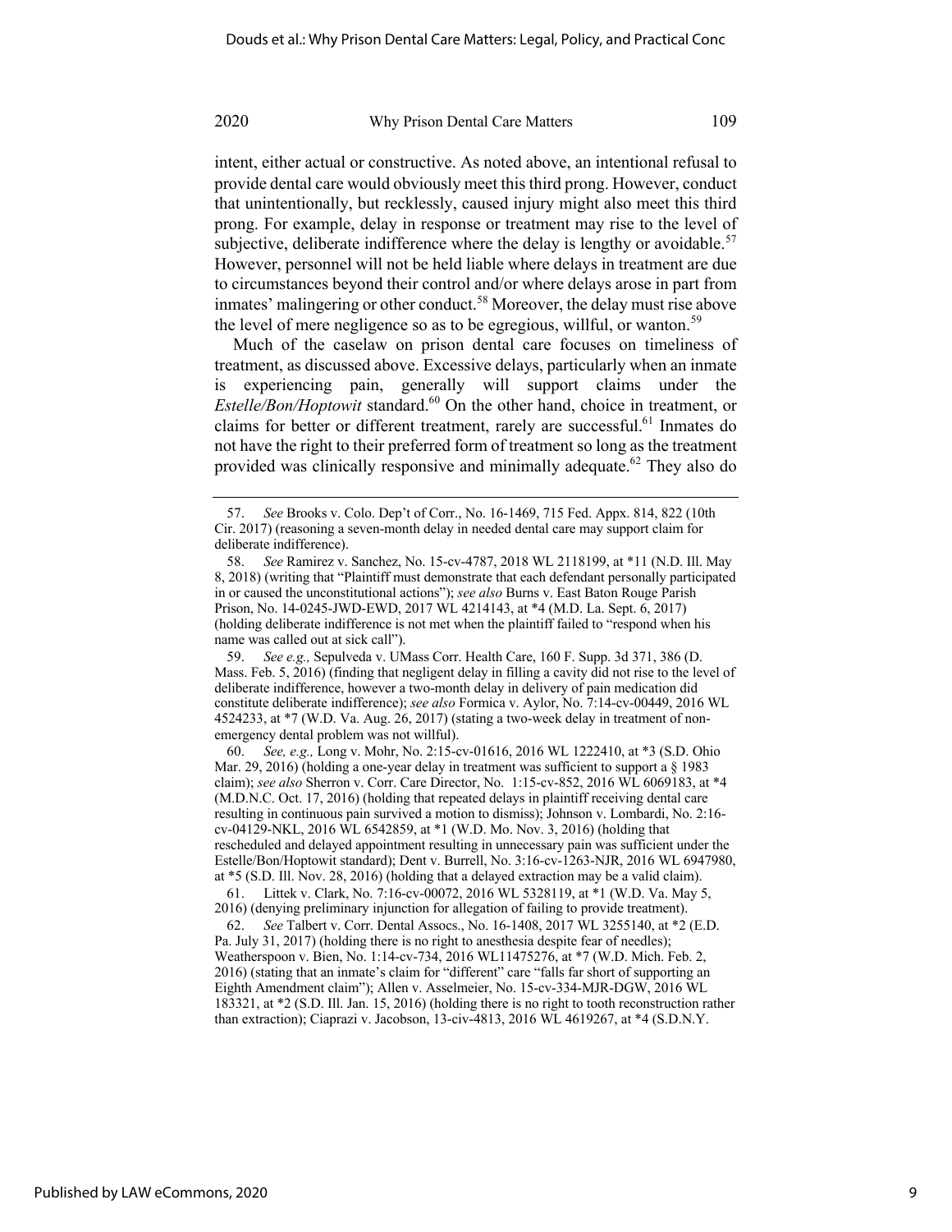intent, either actual or constructive. As noted above, an intentional refusal to provide dental care would obviously meet this third prong. However, conduct that unintentionally, but recklessly, caused injury might also meet this third prong. For example, delay in response or treatment may rise to the level of subjective, deliberate indifference where the delay is lengthy or avoidable.[57] However, personnel will not be held liable where delays in treatment are due to circumstances beyond their control and/or where delays arose in part from inmates' malingering or other conduct.[58] Moreover, the delay must rise above the level of mere negligence so as to be egregious, willful, or wanton.[59]

Much of the caselaw on prison dental care focuses on timeliness of treatment, as discussed above. Excessive delays, particularly when an inmate is experiencing pain, generally will support claims under the *Estelle/Bon/Hoptowit* standard.[60] On the other hand, choice in treatment, or claims for better or different treatment, rarely are successful.[61] Inmates do not have the right to their preferred form of treatment so long as the treatment provided was clinically responsive and minimally adequate.[62] They also do

---

57. *See* Brooks v. Colo. Dep't of Corr., No. 16-1469, 715 Fed. Appx. 814, 822 (10th Cir. 2017) (reasoning a seven-month delay in needed dental care may support claim for deliberate indifference).

58. *See* Ramirez v. Sanchez, No. 15-cv-4787, 2018 WL 2118199, at *11 (N.D. Ill. May 8, 2018) (writing that "Plaintiff must demonstrate that each defendant personally participated in or caused the unconstitutional actions"); *see also* Burns v. East Baton Rouge Parish Prison, No. 14-0245-JWD-EWD, 2017 WL 4214143, at *4 (M.D. La. Sept. 6, 2017) (holding deliberate indifference is not met when the plaintiff failed to "respond when his name was called out at sick call").

59. *See e.g.,* Sepulveda v. UMass Corr. Health Care, 160 F. Supp. 3d 371, 386 (D. Mass. Feb. 5, 2016) (finding that negligent delay in filling a cavity did not rise to the level of deliberate indifference, however a two-month delay in delivery of pain medication did constitute deliberate indifference); *see also* Formica v. Aylor, No. 7:14-cv-00449, 2016 WL 4524233, at *7 (W.D. Va. Aug. 26, 2017) (stating a two-week delay in treatment of non-emergency dental problem was not willful).

60. *See, e.g.,* Long v. Mohr, No. 2:15-cv-01616, 2016 WL 1222410, at *3 (S.D. Ohio Mar. 29, 2016) (holding a one-year delay in treatment was sufficient to support a § 1983 claim); *see also* Sherron v. Corr. Care Director, No. 1:15-cv-852, 2016 WL 6069183, at *4 (M.D.N.C. Oct. 17, 2016) (holding that repeated delays in plaintiff receiving dental care resulting in continuous pain survived a motion to dismiss); Johnson v. Lombardi, No. 2:16-cv-04129-NKL, 2016 WL 6542859, at *1 (W.D. Mo. Nov. 3, 2016) (holding that rescheduled and delayed appointment resulting in unnecessary pain was sufficient under the Estelle/Bon/Hoptowit standard); Dent v. Burrell, No. 3:16-cv-1263-NJR, 2016 WL 6947980, at *5 (S.D. Ill. Nov. 28, 2016) (holding that a delayed extraction may be a valid claim).

61. Littek v. Clark, No. 7:16-cv-00072, 2016 WL 5328119, at *1 (W.D. Va. May 5, 2016) (denying preliminary injunction for allegation of failing to provide treatment).

62. *See* Talbert v. Corr. Dental Assocs., No. 16-1408, 2017 WL 3255140, at *2 (E.D. Pa. July 31, 2017) (holding there is no right to anesthesia despite fear of needles); Weatherspoon v. Bien, No. 1:14-cv-734, 2016 WL11475276, at *7 (W.D. Mich. Feb. 2, 2016) (stating that an inmate's claim for "different" care "falls far short of supporting an Eighth Amendment claim"); Allen v. Asselmeier, No. 15-cv-334-MJR-DGW, 2016 WL 183321, at *2 (S.D. Ill. Jan. 15, 2016) (holding there is no right to tooth reconstruction rather than extraction); Ciaprazi v. Jacobson, 13-civ-4813, 2016 WL 4619267, at *4 (S.D.N.Y.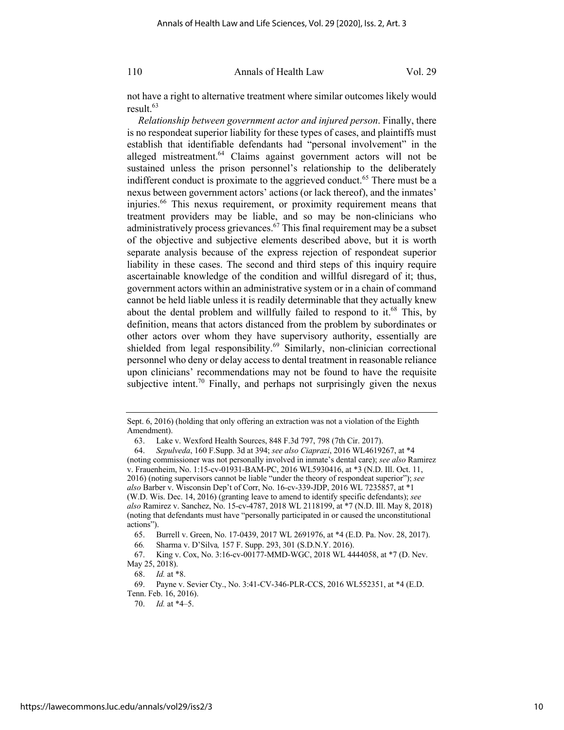not have a right to alternative treatment where similar outcomes likely would result.[63]

*Relationship between government actor and injured person*. Finally, there is no respondeat superior liability for these types of cases, and plaintiffs must establish that identifiable defendants had "personal involvement" in the alleged mistreatment.[64] Claims against government actors will not be sustained unless the prison personnel's relationship to the deliberately indifferent conduct is proximate to the aggrieved conduct.[65] There must be a nexus between government actors' actions (or lack thereof), and the inmates' injuries.[66] This nexus requirement, or proximity requirement means that treatment providers may be liable, and so may be non-clinicians who administratively process grievances.[67] This final requirement may be a subset of the objective and subjective elements described above, but it is worth separate analysis because of the express rejection of respondeat superior liability in these cases. The second and third steps of this inquiry require ascertainable knowledge of the condition and willful disregard of it; thus, government actors within an administrative system or in a chain of command cannot be held liable unless it is readily determinable that they actually knew about the dental problem and willfully failed to respond to it.[68] This, by definition, means that actors distanced from the problem by subordinates or other actors over whom they have supervisory authority, essentially are shielded from legal responsibility.[69] Similarly, non-clinician correctional personnel who deny or delay access to dental treatment in reasonable reliance upon clinicians' recommendations may not be found to have the requisite subjective intent.[70] Finally, and perhaps not surprisingly given the nexus

---

Sept. 6, 2016) (holding that only offering an extraction was not a violation of the Eighth Amendment).

63. Lake v. Wexford Health Sources, 848 F.3d 797, 798 (7th Cir. 2017).

64. *Sepulveda*, 160 F.Supp. 3d at 394; *see also Ciaprazi*, 2016 WL4619267, at *4 (noting commissioner was not personally involved in inmate's dental care); *see also* Ramirez v. Frauenheim, No. 1:15-cv-01931-BAM-PC, 2016 WL5930416, at *3 (N.D. Ill. Oct. 11, 2016) (noting supervisors cannot be liable "under the theory of respondeat superior"); *see also* Barber v. Wisconsin Dep't of Corr, No. 16-cv-339-JDP, 2016 WL 7235857, at *1 (W.D. Wis. Dec. 14, 2016) (granting leave to amend to identify specific defendants); *see also* Ramirez v. Sanchez, No. 15-cv-4787, 2018 WL 2118199, at *7 (N.D. Ill. May 8, 2018) (noting that defendants must have "personally participated in or caused the unconstitutional actions").

65. Burrell v. Green, No. 17-0439, 2017 WL 2691976, at *4 (E.D. Pa. Nov. 28, 2017).

66. Sharma v. D'Silva*,* 157 F. Supp. 293, 301 (S.D.N.Y. 2016).

67. King v. Cox, No. 3:16-cv-00177-MMD-WGC, 2018 WL 4444058, at *7 (D. Nev. May 25, 2018).

68. *Id.* at *8.

69. Payne v. Sevier Cty., No. 3:41-CV-346-PLR-CCS, 2016 WL552351, at *4 (E.D. Tenn. Feb. 16, 2016).

70. *Id.* at *4–5.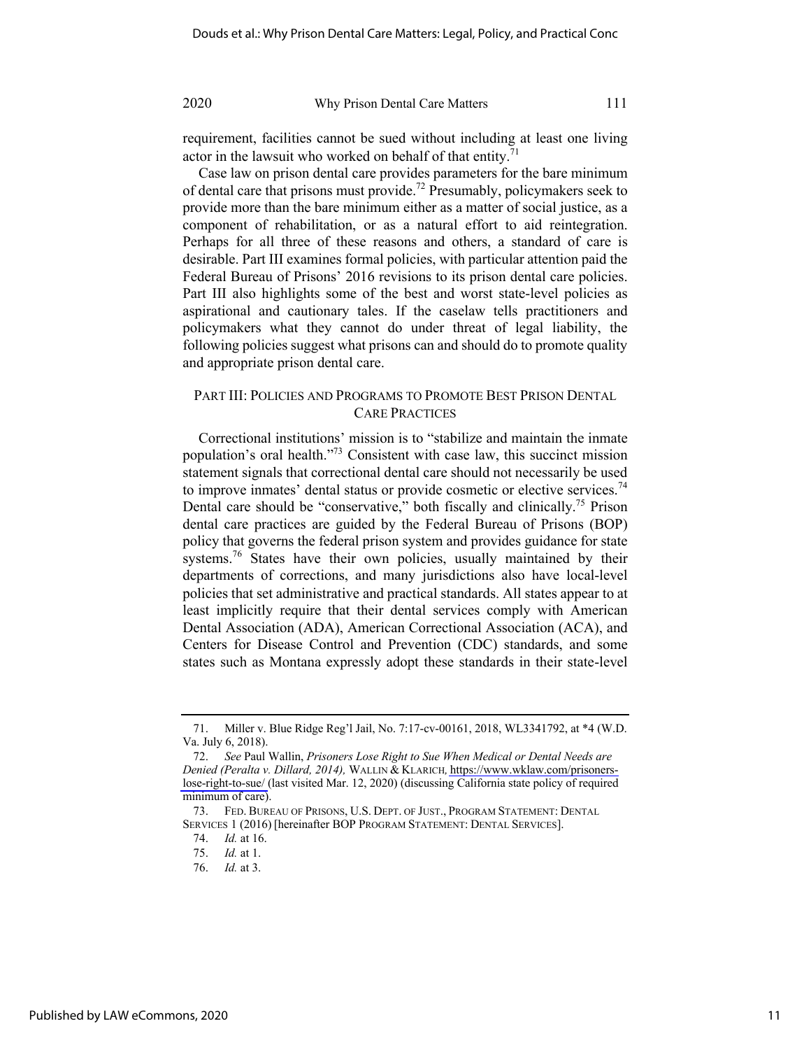requirement, facilities cannot be sued without including at least one living actor in the lawsuit who worked on behalf of that entity.[71]

Case law on prison dental care provides parameters for the bare minimum of dental care that prisons must provide.[72] Presumably, policymakers seek to provide more than the bare minimum either as a matter of social justice, as a component of rehabilitation, or as a natural effort to aid reintegration. Perhaps for all three of these reasons and others, a standard of care is desirable. Part III examines formal policies, with particular attention paid the Federal Bureau of Prisons' 2016 revisions to its prison dental care policies. Part III also highlights some of the best and worst state-level policies as aspirational and cautionary tales. If the caselaw tells practitioners and policymakers what they cannot do under threat of legal liability, the following policies suggest what prisons can and should do to promote quality and appropriate prison dental care.

## PART III: POLICIES AND PROGRAMS TO PROMOTE BEST PRISON DENTAL CARE PRACTICES

Correctional institutions' mission is to "stabilize and maintain the inmate population's oral health."[73] Consistent with case law, this succinct mission statement signals that correctional dental care should not necessarily be used to improve inmates' dental status or provide cosmetic or elective services.[74] Dental care should be "conservative," both fiscally and clinically.[75] Prison dental care practices are guided by the Federal Bureau of Prisons (BOP) policy that governs the federal prison system and provides guidance for state systems.[76] States have their own policies, usually maintained by their departments of corrections, and many jurisdictions also have local-level policies that set administrative and practical standards. All states appear to at least implicitly require that their dental services comply with American Dental Association (ADA), American Correctional Association (ACA), and Centers for Disease Control and Prevention (CDC) standards, and some states such as Montana expressly adopt these standards in their state-level

---

71. Miller v. Blue Ridge Reg'l Jail, No. 7:17-cv-00161, 2018, WL3341792, at *4 (W.D. Va. July 6, 2018).

72. *See* Paul Wallin, *Prisoners Lose Right to Sue When Medical or Dental Needs are Denied (Peralta v. Dillard, 2014),* WALLIN & KLARICH, https://www.wklaw.com/prisoners-lose-right-to-sue/ (last visited Mar. 12, 2020) (discussing California state policy of required minimum of care).

73. FED. BUREAU OF PRISONS, U.S. DEPT. OF JUST., PROGRAM STATEMENT: DENTAL SERVICES 1 (2016) [hereinafter BOP PROGRAM STATEMENT: DENTAL SERVICES].

74. *Id.* at 16.

75. *Id.* at 1.

76. *Id.* at 3.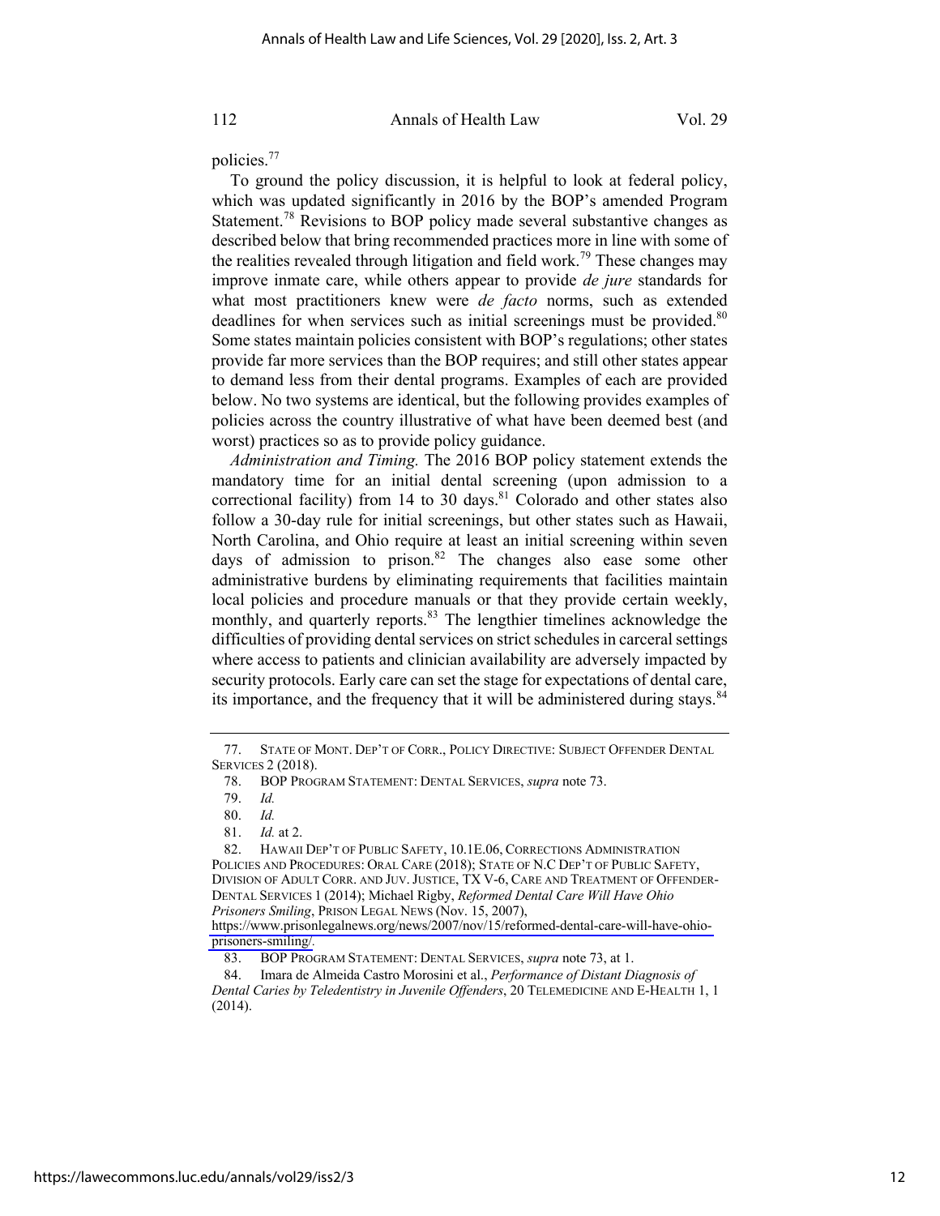policies.[77]

To ground the policy discussion, it is helpful to look at federal policy, which was updated significantly in 2016 by the BOP's amended Program Statement.[78] Revisions to BOP policy made several substantive changes as described below that bring recommended practices more in line with some of the realities revealed through litigation and field work.[79] These changes may improve inmate care, while others appear to provide *de jure* standards for what most practitioners knew were *de facto* norms, such as extended deadlines for when services such as initial screenings must be provided.[80] Some states maintain policies consistent with BOP's regulations; other states provide far more services than the BOP requires; and still other states appear to demand less from their dental programs. Examples of each are provided below. No two systems are identical, but the following provides examples of policies across the country illustrative of what have been deemed best (and worst) practices so as to provide policy guidance.

*Administration and Timing.* The 2016 BOP policy statement extends the mandatory time for an initial dental screening (upon admission to a correctional facility) from 14 to 30 days.[81] Colorado and other states also follow a 30-day rule for initial screenings, but other states such as Hawaii, North Carolina, and Ohio require at least an initial screening within seven days of admission to prison.[82] The changes also ease some other administrative burdens by eliminating requirements that facilities maintain local policies and procedure manuals or that they provide certain weekly, monthly, and quarterly reports.[83] The lengthier timelines acknowledge the difficulties of providing dental services on strict schedules in carceral settings where access to patients and clinician availability are adversely impacted by security protocols. Early care can set the stage for expectations of dental care, its importance, and the frequency that it will be administered during stays.[84]

---

77. STATE OF MONT. DEP'T OF CORR., POLICY DIRECTIVE: SUBJECT OFFENDER DENTAL SERVICES 2 (2018).

78. BOP PROGRAM STATEMENT: DENTAL SERVICES, *supra* note 73.

79. *Id.*

80. *Id.*

81. *Id.* at 2.

82. HAWAII DEP'T OF PUBLIC SAFETY, 10.1E.06, CORRECTIONS ADMINISTRATION POLICIES AND PROCEDURES: ORAL CARE (2018); STATE OF N.C DEP'T OF PUBLIC SAFETY, DIVISION OF ADULT CORR. AND JUV. JUSTICE, TX V-6, CARE AND TREATMENT OF OFFENDER-DENTAL SERVICES 1 (2014); Michael Rigby, *Reformed Dental Care Will Have Ohio Prisoners Smiling*, PRISON LEGAL NEWS (Nov. 15, 2007), https://www.prisonlegalnews.org/news/2007/nov/15/reformed-dental-care-will-have-ohio-prisoners-smiling/.

83. BOP PROGRAM STATEMENT: DENTAL SERVICES, *supra* note 73, at 1.

84. Imara de Almeida Castro Morosini et al., *Performance of Distant Diagnosis of Dental Caries by Teledentistry in Juvenile Offenders*, 20 TELEMEDICINE AND E-HEALTH 1, 1 (2014).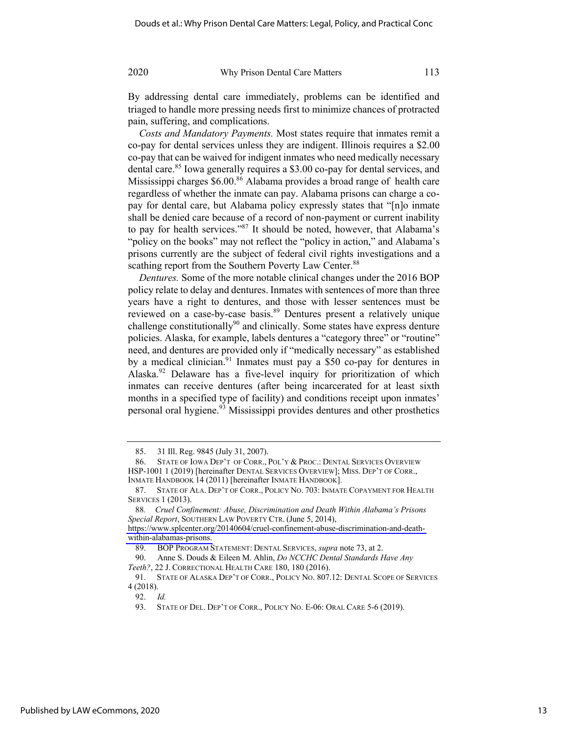By addressing dental care immediately, problems can be identified and triaged to handle more pressing needs first to minimize chances of protracted pain, suffering, and complications.

*Costs and Mandatory Payments.* Most states require that inmates remit a co-pay for dental services unless they are indigent. Illinois requires a $2.00 co-pay that can be waived for indigent inmates who need medically necessary dental care.[85] Iowa generally requires a $3.00 co-pay for dental services, and Mississippi charges $6.00.[86] Alabama provides a broad range of health care regardless of whether the inmate can pay. Alabama prisons can charge a co-pay for dental care, but Alabama policy expressly states that "[n]o inmate shall be denied care because of a record of non-payment or current inability to pay for health services."[87] It should be noted, however, that Alabama's "policy on the books" may not reflect the "policy in action," and Alabama's prisons currently are the subject of federal civil rights investigations and a scathing report from the Southern Poverty Law Center.[88]

*Dentures.* Some of the more notable clinical changes under the 2016 BOP policy relate to delay and dentures. Inmates with sentences of more than three years have a right to dentures, and those with lesser sentences must be reviewed on a case-by-case basis.[89] Dentures present a relatively unique challenge constitutionally[90] and clinically. Some states have express denture policies. Alaska, for example, labels dentures a "category three" or "routine" need, and dentures are provided only if "medically necessary" as established by a medical clinician.[91] Inmates must pay a $50 co-pay for dentures in Alaska.[92] Delaware has a five-level inquiry for prioritization of which inmates can receive dentures (after being incarcerated for at least sixth months in a specified type of facility) and conditions receipt upon inmates' personal oral hygiene.[93] Mississippi provides dentures and other prosthetics

---

85. 31 Ill. Reg. 9845 (July 31, 2007).

86. STATE OF IOWA DEP'T OF CORR., POL'Y & PROC.: DENTAL SERVICES OVERVIEW HSP-1001 1 (2019) [hereinafter DENTAL SERVICES OVERVIEW]; MISS. DEP'T OF CORR., INMATE HANDBOOK 14 (2011) [hereinafter INMATE HANDBOOK].

87. STATE OF ALA. DEP'T OF CORR., POLICY NO. 703: INMATE COPAYMENT FOR HEALTH SERVICES 1 (2013).

88. *Cruel Confinement: Abuse, Discrimination and Death Within Alabama's Prisons Special Report*, SOUTHERN LAW POVERTY CTR. (June 5, 2014), https://www.splcenter.org/20140604/cruel-confinement-abuse-discrimination-and-death-within-alabamas-prisons.

89. BOP PROGRAM STATEMENT: DENTAL SERVICES, *supra* note 73, at 2.

90. Anne S. Douds & Eileen M. Ahlin, *Do NCCHC Dental Standards Have Any Teeth?*, 22 J. CORRECTIONAL HEALTH CARE 180, 180 (2016).

91. STATE OF ALASKA DEP'T OF CORR., POLICY NO. 807.12: DENTAL SCOPE OF SERVICES 4 (2018).

92. *Id.*

93. STATE OF DEL. DEP'T OF CORR., POLICY NO. E-06: ORAL CARE 5-6 (2019).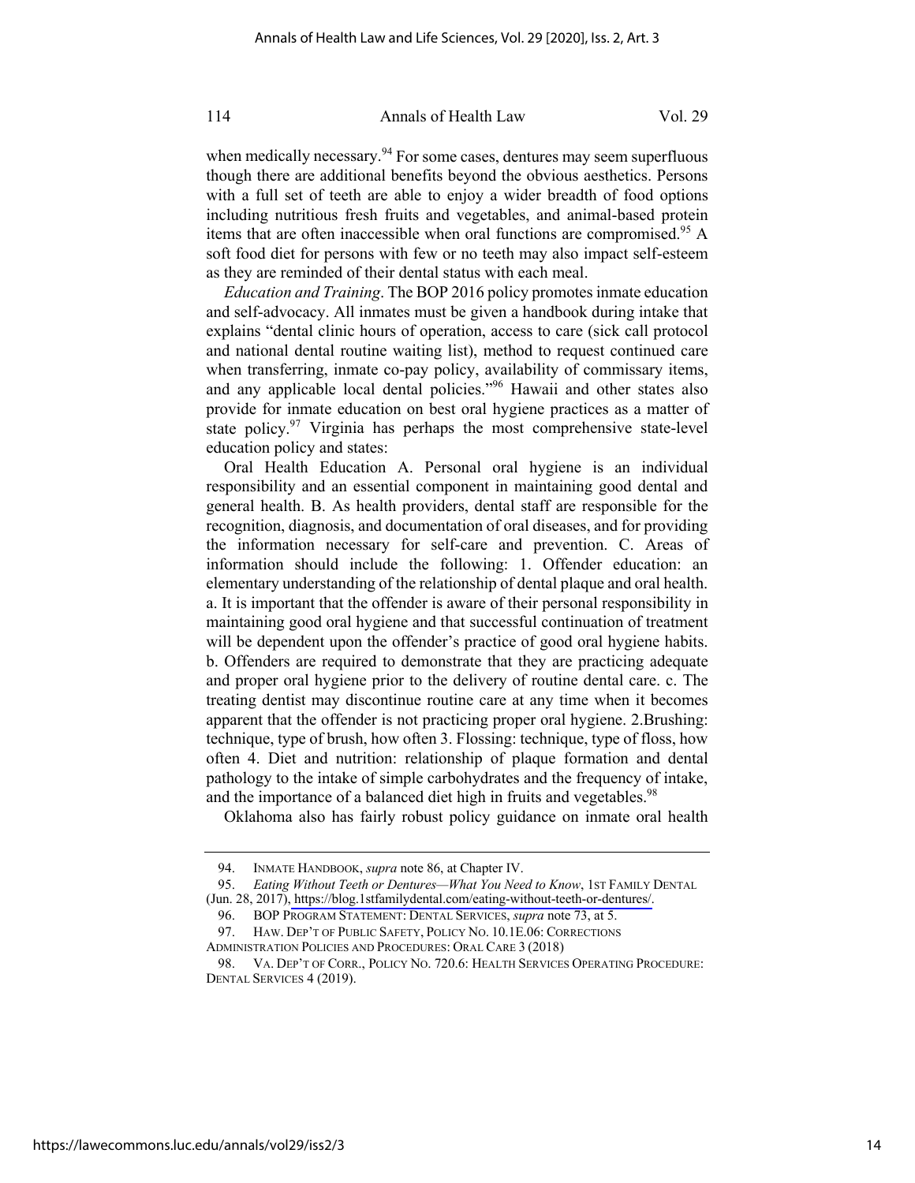when medically necessary.[94] For some cases, dentures may seem superfluous though there are additional benefits beyond the obvious aesthetics. Persons with a full set of teeth are able to enjoy a wider breadth of food options including nutritious fresh fruits and vegetables, and animal-based protein items that are often inaccessible when oral functions are compromised.[95] A soft food diet for persons with few or no teeth may also impact self-esteem as they are reminded of their dental status with each meal.

*Education and Training*. The BOP 2016 policy promotes inmate education and self-advocacy. All inmates must be given a handbook during intake that explains "dental clinic hours of operation, access to care (sick call protocol and national dental routine waiting list), method to request continued care when transferring, inmate co-pay policy, availability of commissary items, and any applicable local dental policies."[96] Hawaii and other states also provide for inmate education on best oral hygiene practices as a matter of state policy.[97] Virginia has perhaps the most comprehensive state-level education policy and states:

Oral Health Education A. Personal oral hygiene is an individual responsibility and an essential component in maintaining good dental and general health. B. As health providers, dental staff are responsible for the recognition, diagnosis, and documentation of oral diseases, and for providing the information necessary for self-care and prevention. C. Areas of information should include the following: 1. Offender education: an elementary understanding of the relationship of dental plaque and oral health. a. It is important that the offender is aware of their personal responsibility in maintaining good oral hygiene and that successful continuation of treatment will be dependent upon the offender's practice of good oral hygiene habits. b. Offenders are required to demonstrate that they are practicing adequate and proper oral hygiene prior to the delivery of routine dental care. c. The treating dentist may discontinue routine care at any time when it becomes apparent that the offender is not practicing proper oral hygiene. 2.Brushing: technique, type of brush, how often 3. Flossing: technique, type of floss, how often 4. Diet and nutrition: relationship of plaque formation and dental pathology to the intake of simple carbohydrates and the frequency of intake, and the importance of a balanced diet high in fruits and vegetables.[98]

Oklahoma also has fairly robust policy guidance on inmate oral health

---

94. INMATE HANDBOOK, *supra* note 86, at Chapter IV.

95. *Eating Without Teeth or Dentures—What You Need to Know*, 1ST FAMILY DENTAL (Jun. 28, 2017), https://blog.1stfamilydental.com/eating-without-teeth-or-dentures/.

96. BOP PROGRAM STATEMENT: DENTAL SERVICES, *supra* note 73, at 5.

97. HAW. DEP'T OF PUBLIC SAFETY, POLICY NO. 10.1E.06: CORRECTIONS ADMINISTRATION POLICIES AND PROCEDURES: ORAL CARE 3 (2018)

98. VA. DEP'T OF CORR., POLICY NO. 720.6: HEALTH SERVICES OPERATING PROCEDURE: DENTAL SERVICES 4 (2019).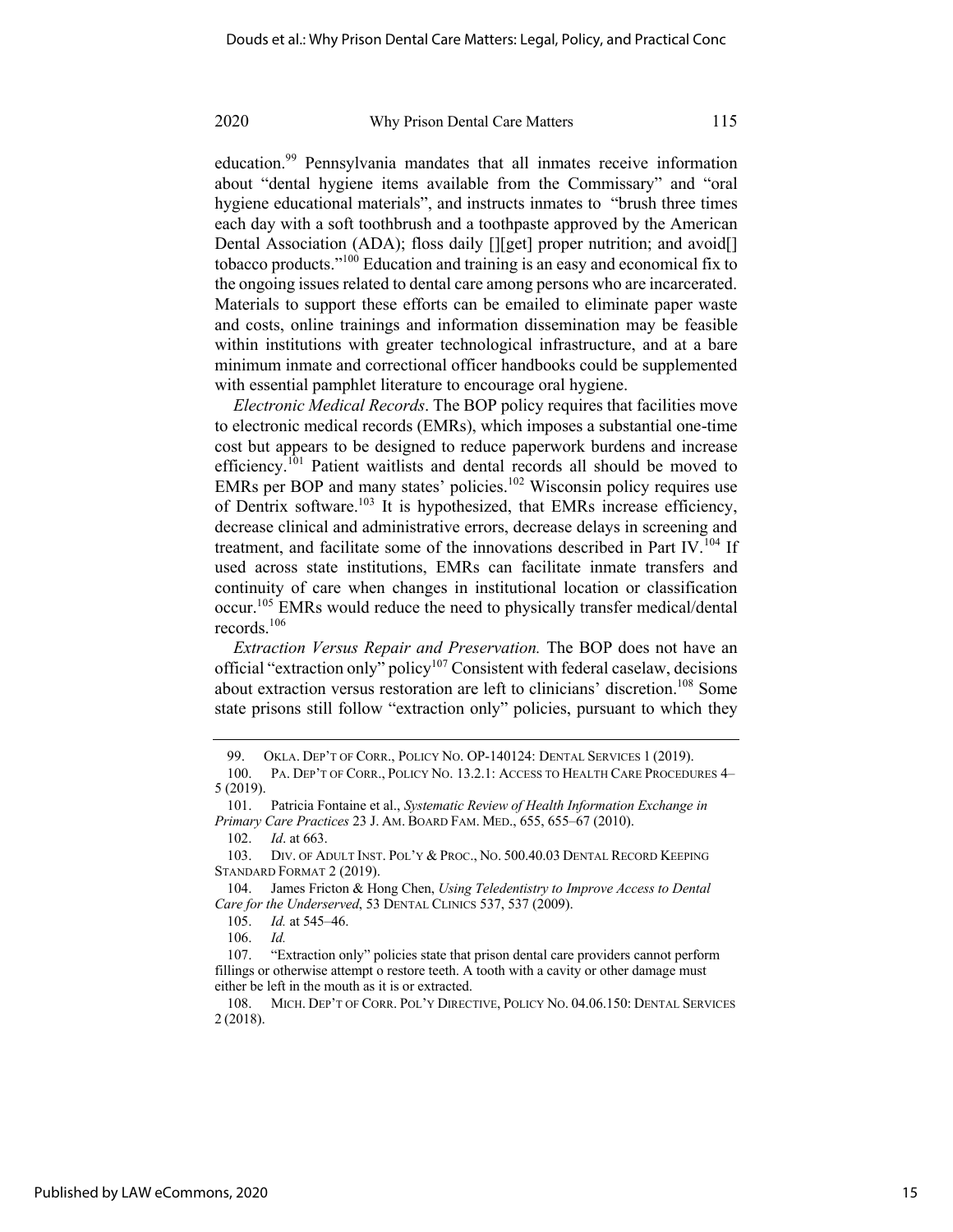education.[99] Pennsylvania mandates that all inmates receive information about "dental hygiene items available from the Commissary" and "oral hygiene educational materials", and instructs inmates to "brush three times each day with a soft toothbrush and a toothpaste approved by the American Dental Association (ADA); floss daily [][get] proper nutrition; and avoid[] tobacco products."[100] Education and training is an easy and economical fix to the ongoing issues related to dental care among persons who are incarcerated. Materials to support these efforts can be emailed to eliminate paper waste and costs, online trainings and information dissemination may be feasible within institutions with greater technological infrastructure, and at a bare minimum inmate and correctional officer handbooks could be supplemented with essential pamphlet literature to encourage oral hygiene.

*Electronic Medical Records*. The BOP policy requires that facilities move to electronic medical records (EMRs), which imposes a substantial one-time cost but appears to be designed to reduce paperwork burdens and increase efficiency.[101] Patient waitlists and dental records all should be moved to EMRs per BOP and many states' policies.[102] Wisconsin policy requires use of Dentrix software.[103] It is hypothesized, that EMRs increase efficiency, decrease clinical and administrative errors, decrease delays in screening and treatment, and facilitate some of the innovations described in Part IV.[104] If used across state institutions, EMRs can facilitate inmate transfers and continuity of care when changes in institutional location or classification occur.[105] EMRs would reduce the need to physically transfer medical/dental records.[106]

*Extraction Versus Repair and Preservation.* The BOP does not have an official "extraction only" policy[107] Consistent with federal caselaw, decisions about extraction versus restoration are left to clinicians' discretion.[108] Some state prisons still follow "extraction only" policies, pursuant to which they

---

99. OKLA. DEP'T OF CORR., POLICY NO. OP-140124: DENTAL SERVICES 1 (2019).

100. PA. DEP'T OF CORR., POLICY NO. 13.2.1: ACCESS TO HEALTH CARE PROCEDURES 4–5 (2019).

101. Patricia Fontaine et al., *Systematic Review of Health Information Exchange in Primary Care Practices* 23 J. AM. BOARD FAM. MED., 655, 655–67 (2010).

102. *Id*. at 663.

103. DIV. OF ADULT INST. POL'Y & PROC., NO. 500.40.03 DENTAL RECORD KEEPING STANDARD FORMAT 2 (2019).

104. James Fricton & Hong Chen, *Using Teledentistry to Improve Access to Dental Care for the Underserved*, 53 DENTAL CLINICS 537, 537 (2009).

105. *Id.* at 545–46.

106. *Id.*

107. "Extraction only" policies state that prison dental care providers cannot perform fillings or otherwise attempt o restore teeth. A tooth with a cavity or other damage must either be left in the mouth as it is or extracted.

108. MICH. DEP'T OF CORR. POL'Y DIRECTIVE, POLICY NO. 04.06.150: DENTAL SERVICES 2 (2018).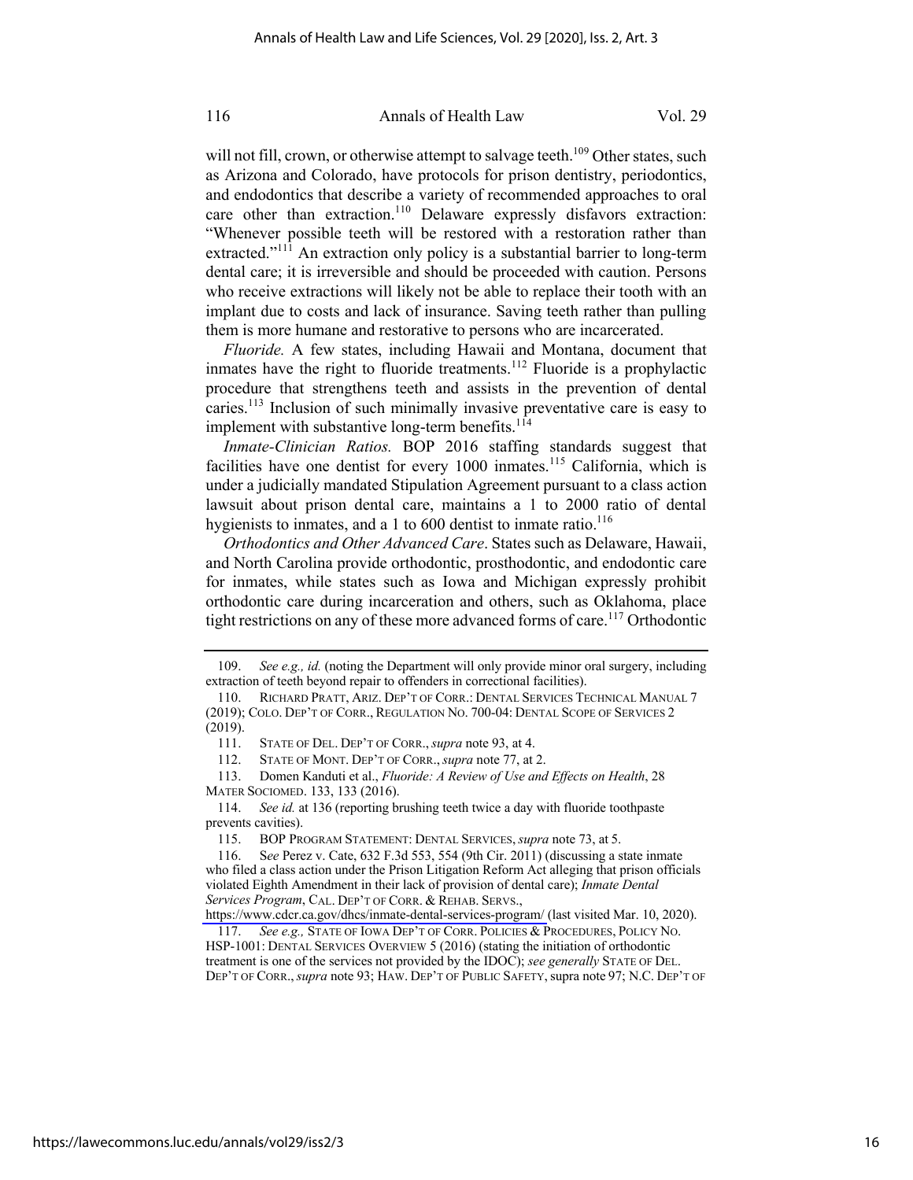will not fill, crown, or otherwise attempt to salvage teeth.[109] Other states, such as Arizona and Colorado, have protocols for prison dentistry, periodontics, and endodontics that describe a variety of recommended approaches to oral care other than extraction.[110] Delaware expressly disfavors extraction: "Whenever possible teeth will be restored with a restoration rather than extracted."[111] An extraction only policy is a substantial barrier to long-term dental care; it is irreversible and should be proceeded with caution. Persons who receive extractions will likely not be able to replace their tooth with an implant due to costs and lack of insurance. Saving teeth rather than pulling them is more humane and restorative to persons who are incarcerated.

*Fluoride.* A few states, including Hawaii and Montana, document that inmates have the right to fluoride treatments.[112] Fluoride is a prophylactic procedure that strengthens teeth and assists in the prevention of dental caries.[113] Inclusion of such minimally invasive preventative care is easy to implement with substantive long-term benefits.[114]

*Inmate-Clinician Ratios.* BOP 2016 staffing standards suggest that facilities have one dentist for every 1000 inmates.[115] California, which is under a judicially mandated Stipulation Agreement pursuant to a class action lawsuit about prison dental care, maintains a 1 to 2000 ratio of dental hygienists to inmates, and a 1 to 600 dentist to inmate ratio.[116]

*Orthodontics and Other Advanced Care*. States such as Delaware, Hawaii, and North Carolina provide orthodontic, prosthodontic, and endodontic care for inmates, while states such as Iowa and Michigan expressly prohibit orthodontic care during incarceration and others, such as Oklahoma, place tight restrictions on any of these more advanced forms of care.[117] Orthodontic

---

109. *See e.g., id.* (noting the Department will only provide minor oral surgery, including extraction of teeth beyond repair to offenders in correctional facilities).

110. RICHARD PRATT, ARIZ. DEP'T OF CORR.: DENTAL SERVICES TECHNICAL MANUAL 7 (2019); COLO. DEP'T OF CORR., REGULATION NO. 700-04: DENTAL SCOPE OF SERVICES 2 (2019).

111. STATE OF DEL. DEP'T OF CORR., *supra* note 93, at 4.

112. STATE OF MONT. DEP'T OF CORR., *supra* note 77, at 2.

113. Domen Kanduti et al., *Fluoride: A Review of Use and Effects on Health*, 28 MATER SOCIOMED. 133, 133 (2016).

114. *See id.* at 136 (reporting brushing teeth twice a day with fluoride toothpaste prevents cavities).

115. BOP PROGRAM STATEMENT: DENTAL SERVICES, *supra* note 73, at 5.

116. S*ee* Perez v. Cate, 632 F.3d 553, 554 (9th Cir. 2011) (discussing a state inmate who filed a class action under the Prison Litigation Reform Act alleging that prison officials violated Eighth Amendment in their lack of provision of dental care); *Inmate Dental Services Program*, CAL. DEP'T OF CORR. & REHAB. SERVS., https://www.cdcr.ca.gov/dhcs/inmate-dental-services-program/ (last visited Mar. 10, 2020).

117. *See e.g.,* STATE OF IOWA DEP'T OF CORR. POLICIES & PROCEDURES, POLICY NO. HSP-1001: DENTAL SERVICES OVERVIEW 5 (2016) (stating the initiation of orthodontic treatment is one of the services not provided by the IDOC); *see generally* STATE OF DEL. DEP'T OF CORR., *supra* note 93; HAW. DEP'T OF PUBLIC SAFETY, supra note 97; N.C. DEP'T OF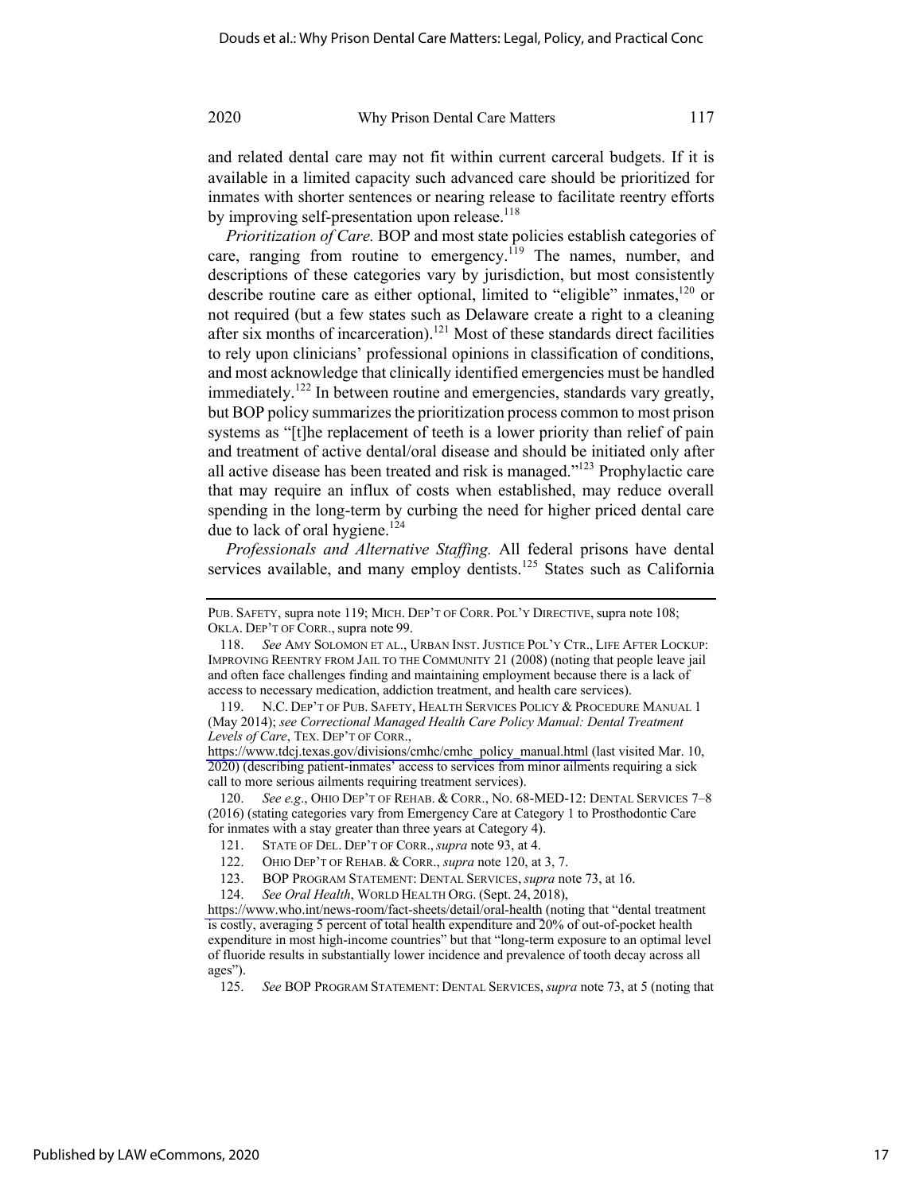and related dental care may not fit within current carceral budgets. If it is available in a limited capacity such advanced care should be prioritized for inmates with shorter sentences or nearing release to facilitate reentry efforts by improving self-presentation upon release.[118]

*Prioritization of Care.* BOP and most state policies establish categories of care, ranging from routine to emergency.[119] The names, number, and descriptions of these categories vary by jurisdiction, but most consistently describe routine care as either optional, limited to "eligible" inmates,[120] or not required (but a few states such as Delaware create a right to a cleaning after six months of incarceration).[121] Most of these standards direct facilities to rely upon clinicians' professional opinions in classification of conditions, and most acknowledge that clinically identified emergencies must be handled immediately.[122] In between routine and emergencies, standards vary greatly, but BOP policy summarizes the prioritization process common to most prison systems as "[t]he replacement of teeth is a lower priority than relief of pain and treatment of active dental/oral disease and should be initiated only after all active disease has been treated and risk is managed."[123] Prophylactic care that may require an influx of costs when established, may reduce overall spending in the long-term by curbing the need for higher priced dental care due to lack of oral hygiene.[124]

*Professionals and Alternative Staffing.* All federal prisons have dental services available, and many employ dentists.[125] States such as California

---

PUB. SAFETY, supra note 119; MICH. DEP'T OF CORR. POL'Y DIRECTIVE, supra note 108; OKLA. DEP'T OF CORR., supra note 99.

118. *See* AMY SOLOMON ET AL., URBAN INST. JUSTICE POL'Y CTR., LIFE AFTER LOCKUP: IMPROVING REENTRY FROM JAIL TO THE COMMUNITY 21 (2008) (noting that people leave jail and often face challenges finding and maintaining employment because there is a lack of access to necessary medication, addiction treatment, and health care services).

119. N.C. DEP'T OF PUB. SAFETY, HEALTH SERVICES POLICY & PROCEDURE MANUAL 1 (May 2014); *see Correctional Managed Health Care Policy Manual: Dental Treatment Levels of Care*, TEX. DEP'T OF CORR., https://www.tdcj.texas.gov/divisions/cmhc/cmhc_policy_manual.html (last visited Mar. 10, 2020) (describing patient-inmates' access to services from minor ailments requiring a sick call to more serious ailments requiring treatment services).

120. *See e.g*., OHIO DEP'T OF REHAB. & CORR., NO. 68-MED-12: DENTAL SERVICES 7–8 (2016) (stating categories vary from Emergency Care at Category 1 to Prosthodontic Care for inmates with a stay greater than three years at Category 4).

121. STATE OF DEL. DEP'T OF CORR., *supra* note 93, at 4.

122. OHIO DEP'T OF REHAB. & CORR., *supra* note 120, at 3, 7.

123. BOP PROGRAM STATEMENT: DENTAL SERVICES, *supra* note 73, at 16.

124. *See Oral Health*, WORLD HEALTH ORG. (Sept. 24, 2018), https://www.who.int/news-room/fact-sheets/detail/oral-health (noting that "dental treatment is costly, averaging 5 percent of total health expenditure and 20% of out-of-pocket health expenditure in most high-income countries" but that "long-term exposure to an optimal level of fluoride results in substantially lower incidence and prevalence of tooth decay across all ages").

125. *See* BOP PROGRAM STATEMENT: DENTAL SERVICES, *supra* note 73, at 5 (noting that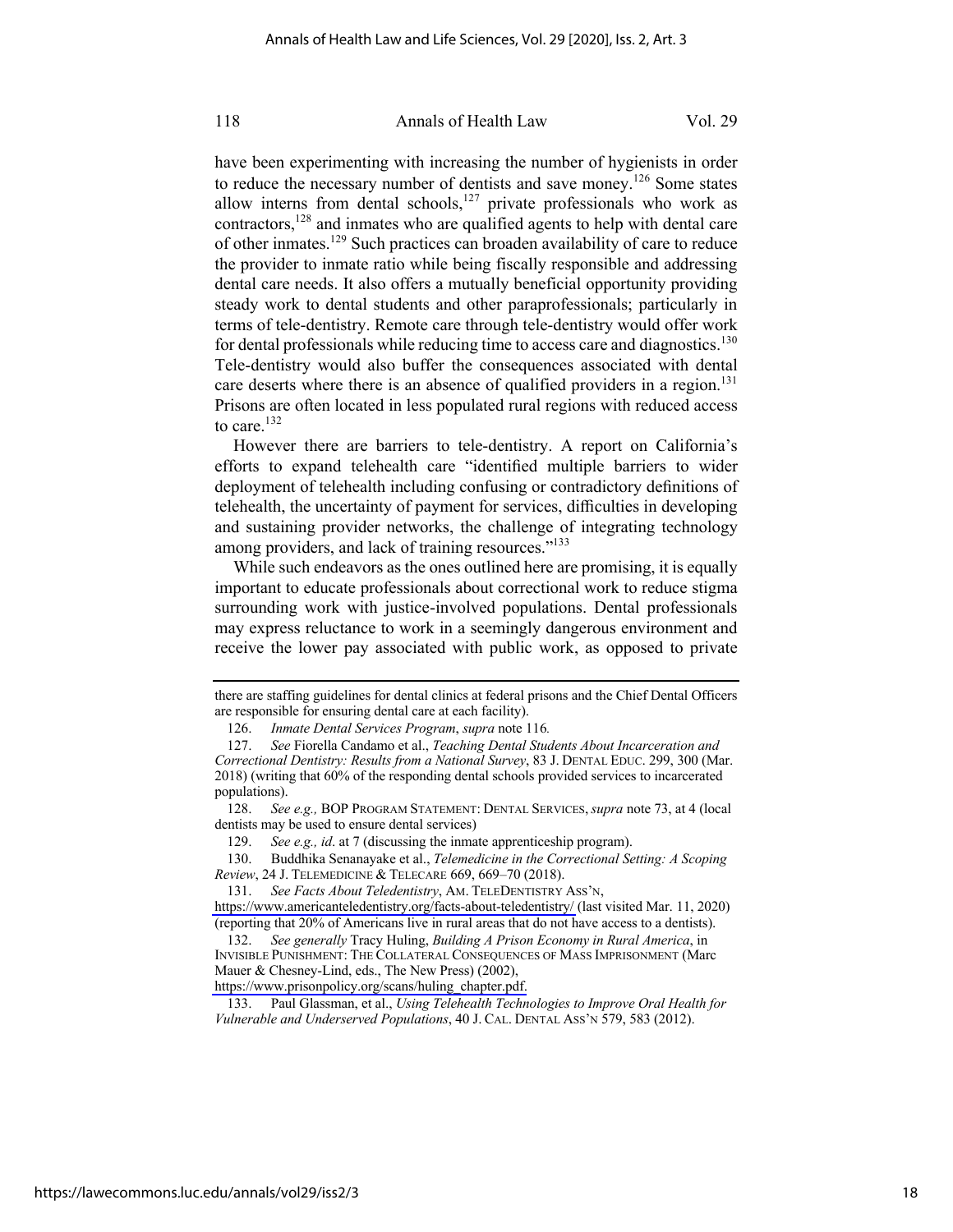have been experimenting with increasing the number of hygienists in order to reduce the necessary number of dentists and save money.[126] Some states allow interns from dental schools,[127] private professionals who work as contractors,[128] and inmates who are qualified agents to help with dental care of other inmates.[129] Such practices can broaden availability of care to reduce the provider to inmate ratio while being fiscally responsible and addressing dental care needs. It also offers a mutually beneficial opportunity providing steady work to dental students and other paraprofessionals; particularly in terms of tele-dentistry. Remote care through tele-dentistry would offer work for dental professionals while reducing time to access care and diagnostics.[130] Tele-dentistry would also buffer the consequences associated with dental care deserts where there is an absence of qualified providers in a region.[131] Prisons are often located in less populated rural regions with reduced access to care.[132]

However there are barriers to tele-dentistry. A report on California's efforts to expand telehealth care "identified multiple barriers to wider deployment of telehealth including confusing or contradictory definitions of telehealth, the uncertainty of payment for services, difficulties in developing and sustaining provider networks, the challenge of integrating technology among providers, and lack of training resources."[133]

While such endeavors as the ones outlined here are promising, it is equally important to educate professionals about correctional work to reduce stigma surrounding work with justice-involved populations. Dental professionals may express reluctance to work in a seemingly dangerous environment and receive the lower pay associated with public work, as opposed to private

---

there are staffing guidelines for dental clinics at federal prisons and the Chief Dental Officers are responsible for ensuring dental care at each facility).

126. *Inmate Dental Services Program*, *supra* note 116.

127. *See* Fiorella Candamo et al., *Teaching Dental Students About Incarceration and Correctional Dentistry: Results from a National Survey*, 83 J. DENTAL EDUC. 299, 300 (Mar. 2018) (writing that 60% of the responding dental schools provided services to incarcerated populations).

128. *See e.g.,* BOP PROGRAM STATEMENT: DENTAL SERVICES, *supra* note 73, at 4 (local dentists may be used to ensure dental services)

129. *See e.g., id*. at 7 (discussing the inmate apprenticeship program).

130. Buddhika Senanayake et al., *Telemedicine in the Correctional Setting: A Scoping Review*, 24 J. TELEMEDICINE & TELECARE 669, 669–70 (2018).

131. *See Facts About Teledentistry*, AM. TELEDENTISTRY ASS'N, https://www.americanteledentistry.org/facts-about-teledentistry/ (last visited Mar. 11, 2020) (reporting that 20% of Americans live in rural areas that do not have access to a dentists).

132. *See generally* Tracy Huling, *Building A Prison Economy in Rural America*, in INVISIBLE PUNISHMENT: THE COLLATERAL CONSEQUENCES OF MASS IMPRISONMENT (Marc Mauer & Chesney-Lind, eds., The New Press) (2002), https://www.prisonpolicy.org/scans/huling_chapter.pdf.

133. Paul Glassman, et al., *Using Telehealth Technologies to Improve Oral Health for Vulnerable and Underserved Populations*, 40 J. CAL. DENTAL ASS'N 579, 583 (2012).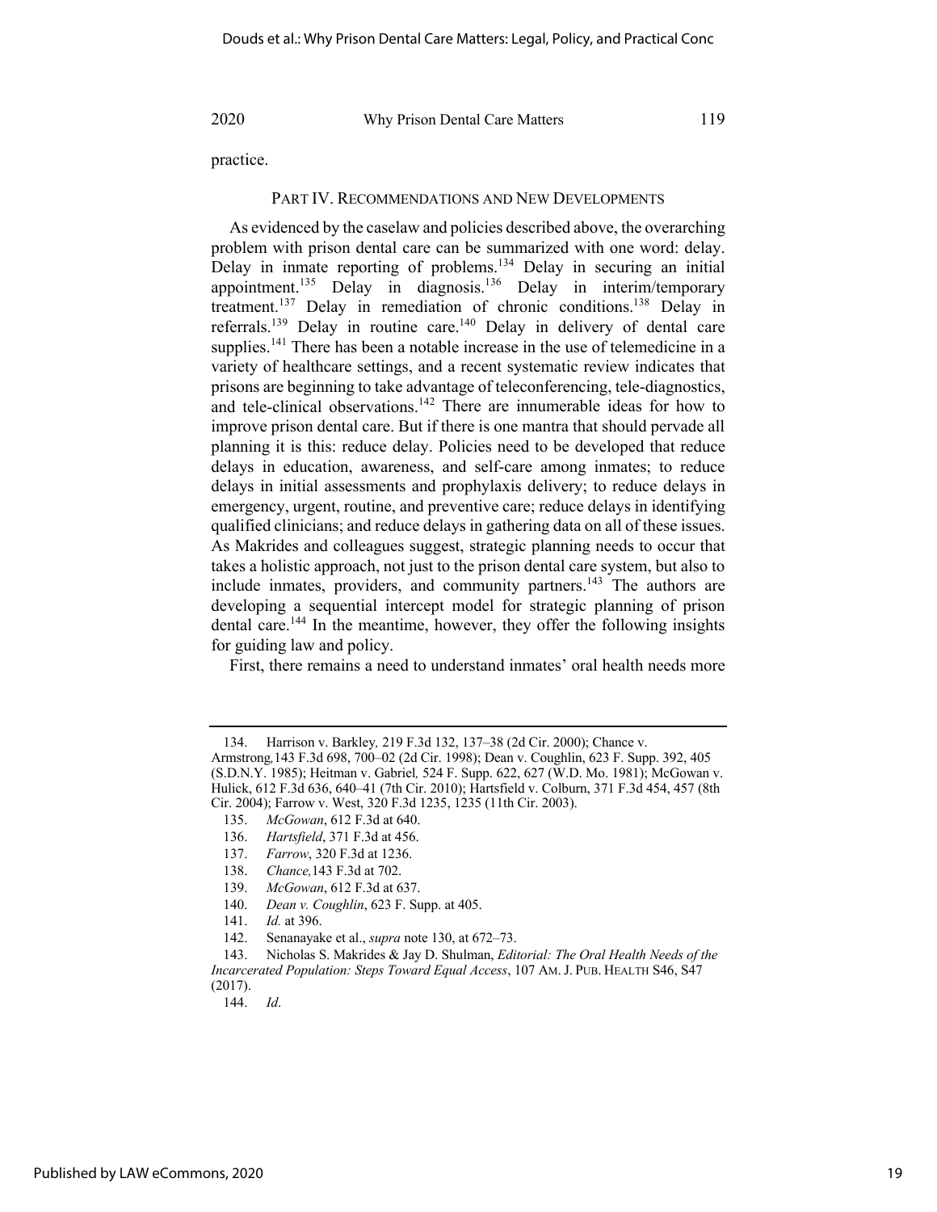practice.

## PART IV. RECOMMENDATIONS AND NEW DEVELOPMENTS

As evidenced by the caselaw and policies described above, the overarching problem with prison dental care can be summarized with one word: delay. Delay in inmate reporting of problems.[134] Delay in securing an initial appointment.[135] Delay in diagnosis.[136] Delay in interim/temporary treatment.[137] Delay in remediation of chronic conditions.[138] Delay in referrals.[139] Delay in routine care.[140] Delay in delivery of dental care supplies.[141] There has been a notable increase in the use of telemedicine in a variety of healthcare settings, and a recent systematic review indicates that prisons are beginning to take advantage of teleconferencing, tele-diagnostics, and tele-clinical observations.[142] There are innumerable ideas for how to improve prison dental care. But if there is one mantra that should pervade all planning it is this: reduce delay. Policies need to be developed that reduce delays in education, awareness, and self-care among inmates; to reduce delays in initial assessments and prophylaxis delivery; to reduce delays in emergency, urgent, routine, and preventive care; reduce delays in identifying qualified clinicians; and reduce delays in gathering data on all of these issues. As Makrides and colleagues suggest, strategic planning needs to occur that takes a holistic approach, not just to the prison dental care system, but also to include inmates, providers, and community partners.[143] The authors are developing a sequential intercept model for strategic planning of prison dental care.[144] In the meantime, however, they offer the following insights for guiding law and policy.

First, there remains a need to understand inmates' oral health needs more

---

134. Harrison v. Barkley*,* 219 F.3d 132, 137–38 (2d Cir. 2000); Chance v. Armstrong*,*143 F.3d 698, 700–02 (2d Cir. 1998); Dean v. Coughlin, 623 F. Supp. 392, 405 (S.D.N.Y. 1985); Heitman v. Gabriel*,* 524 F. Supp. 622, 627 (W.D. Mo. 1981); McGowan v. Hulick, 612 F.3d 636, 640–41 (7th Cir. 2010); Hartsfield v. Colburn, 371 F.3d 454, 457 (8th Cir. 2004); Farrow v. West, 320 F.3d 1235, 1235 (11th Cir. 2003).

135. *McGowan*, 612 F.3d at 640.

136. *Hartsfield*, 371 F.3d at 456.

137. *Farrow*, 320 F.3d at 1236.

138. *Chance,*143 F.3d at 702.

139. *McGowan*, 612 F.3d at 637.

140. *Dean v. Coughlin*, 623 F. Supp. at 405.

141. *Id.* at 396.

142. Senanayake et al., *supra* note 130, at 672–73.

143. Nicholas S. Makrides & Jay D. Shulman, *Editorial: The Oral Health Needs of the Incarcerated Population: Steps Toward Equal Access*, 107 AM. J. PUB. HEALTH S46, S47 (2017).

144. *Id*.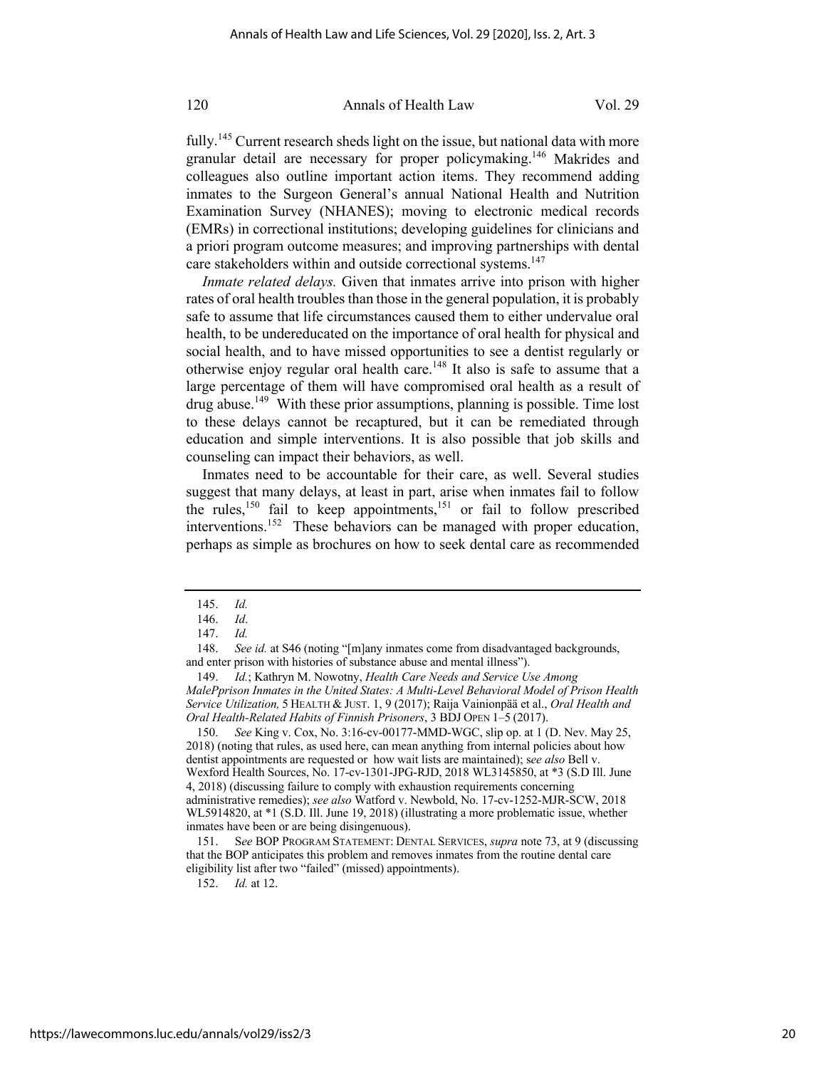fully.[145] Current research sheds light on the issue, but national data with more granular detail are necessary for proper policymaking.[146] Makrides and colleagues also outline important action items. They recommend adding inmates to the Surgeon General's annual National Health and Nutrition Examination Survey (NHANES); moving to electronic medical records (EMRs) in correctional institutions; developing guidelines for clinicians and a priori program outcome measures; and improving partnerships with dental care stakeholders within and outside correctional systems.[147]

*Inmate related delays.* Given that inmates arrive into prison with higher rates of oral health troubles than those in the general population, it is probably safe to assume that life circumstances caused them to either undervalue oral health, to be undereducated on the importance of oral health for physical and social health, and to have missed opportunities to see a dentist regularly or otherwise enjoy regular oral health care.[148] It also is safe to assume that a large percentage of them will have compromised oral health as a result of drug abuse.[149] With these prior assumptions, planning is possible. Time lost to these delays cannot be recaptured, but it can be remediated through education and simple interventions. It is also possible that job skills and counseling can impact their behaviors, as well.

Inmates need to be accountable for their care, as well. Several studies suggest that many delays, at least in part, arise when inmates fail to follow the rules,[150] fail to keep appointments,[151] or fail to follow prescribed interventions.[152] These behaviors can be managed with proper education, perhaps as simple as brochures on how to seek dental care as recommended

---

145. *Id.*

146. *Id*.

147. *Id.*

148. *See id.* at S46 (noting "[m]any inmates come from disadvantaged backgrounds, and enter prison with histories of substance abuse and mental illness").

149. *Id.*; Kathryn M. Nowotny, *Health Care Needs and Service Use Among MalePprison Inmates in the United States: A Multi-Level Behavioral Model of Prison Health Service Utilization,* 5 HEALTH & JUST. 1, 9 (2017); Raija Vainionpää et al., *Oral Health and Oral Health-Related Habits of Finnish Prisoners*, 3 BDJ OPEN 1–5 (2017).

150. *See* King v. Cox, No. 3:16-cv-00177-MMD-WGC, slip op. at 1 (D. Nev. May 25, 2018) (noting that rules, as used here, can mean anything from internal policies about how dentist appointments are requested or how wait lists are maintained); *see also* Bell v. Wexford Health Sources, No. 17-cv-1301-JPG-RJD, 2018 WL3145850, at *3 (S.D Ill. June 4, 2018) (discussing failure to comply with exhaustion requirements concerning administrative remedies); *see also* Watford v. Newbold, No. 17-cv-1252-MJR-SCW, 2018 WL5914820, at *1 (S.D. Ill. June 19, 2018) (illustrating a more problematic issue, whether inmates have been or are being disingenuous).

151. S*ee* BOP PROGRAM STATEMENT: DENTAL SERVICES, *supra* note 73, at 9 (discussing that the BOP anticipates this problem and removes inmates from the routine dental care eligibility list after two "failed" (missed) appointments).

152. *Id.* at 12.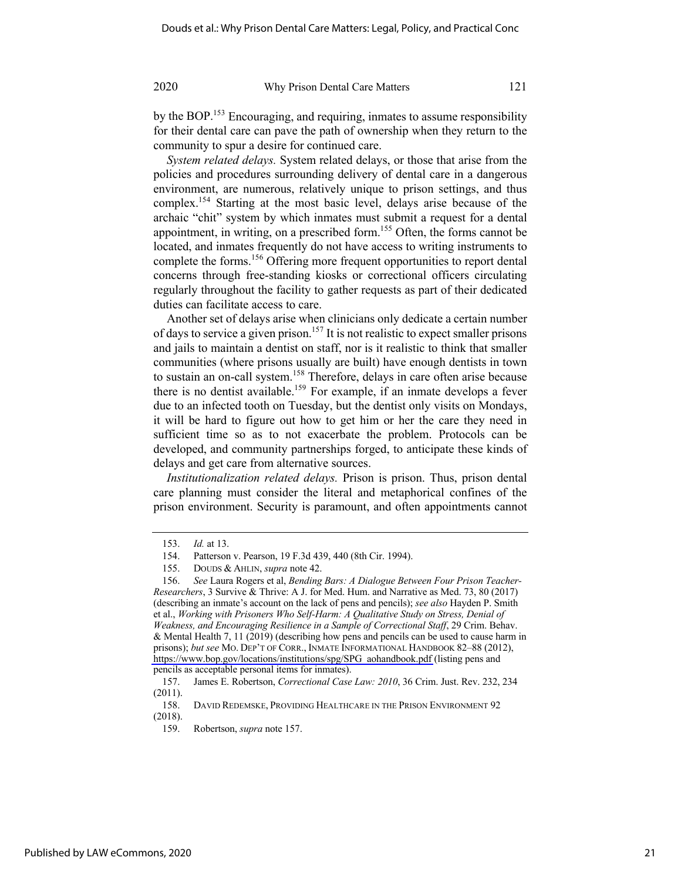by the BOP.[153] Encouraging, and requiring, inmates to assume responsibility for their dental care can pave the path of ownership when they return to the community to spur a desire for continued care.

*System related delays.* System related delays, or those that arise from the policies and procedures surrounding delivery of dental care in a dangerous environment, are numerous, relatively unique to prison settings, and thus complex.[154] Starting at the most basic level, delays arise because of the archaic "chit" system by which inmates must submit a request for a dental appointment, in writing, on a prescribed form.[155] Often, the forms cannot be located, and inmates frequently do not have access to writing instruments to complete the forms.[156] Offering more frequent opportunities to report dental concerns through free-standing kiosks or correctional officers circulating regularly throughout the facility to gather requests as part of their dedicated duties can facilitate access to care.

Another set of delays arise when clinicians only dedicate a certain number of days to service a given prison.[157] It is not realistic to expect smaller prisons and jails to maintain a dentist on staff, nor is it realistic to think that smaller communities (where prisons usually are built) have enough dentists in town to sustain an on-call system.[158] Therefore, delays in care often arise because there is no dentist available.[159] For example, if an inmate develops a fever due to an infected tooth on Tuesday, but the dentist only visits on Mondays, it will be hard to figure out how to get him or her the care they need in sufficient time so as to not exacerbate the problem. Protocols can be developed, and community partnerships forged, to anticipate these kinds of delays and get care from alternative sources.

*Institutionalization related delays.* Prison is prison. Thus, prison dental care planning must consider the literal and metaphorical confines of the prison environment. Security is paramount, and often appointments cannot

---

153. *Id.* at 13.

154. Patterson v. Pearson, 19 F.3d 439, 440 (8th Cir. 1994).

155. DOUDS & AHLIN, *supra* note 42.

156. *See* Laura Rogers et al, *Bending Bars: A Dialogue Between Four Prison Teacher-Researchers*, 3 Survive & Thrive: A J. for Med. Hum. and Narrative as Med. 73, 80 (2017) (describing an inmate's account on the lack of pens and pencils); *see also* Hayden P. Smith et al., *Working with Prisoners Who Self-Harm: A Qualitative Study on Stress, Denial of Weakness, and Encouraging Resilience in a Sample of Correctional Staff*, 29 Crim. Behav. & Mental Health 7, 11 (2019) (describing how pens and pencils can be used to cause harm in prisons); *but see* MO. DEP'T OF CORR., INMATE INFORMATIONAL HANDBOOK 82–88 (2012), https://www.bop.gov/locations/institutions/spg/SPG_aohandbook.pdf (listing pens and pencils as acceptable personal items for inmates).

157. James E. Robertson, *Correctional Case Law: 2010*, 36 Crim. Just. Rev. 232, 234 (2011).

158. DAVID REDEMSKE, PROVIDING HEALTHCARE IN THE PRISON ENVIRONMENT 92 (2018).

159. Robertson, *supra* note 157.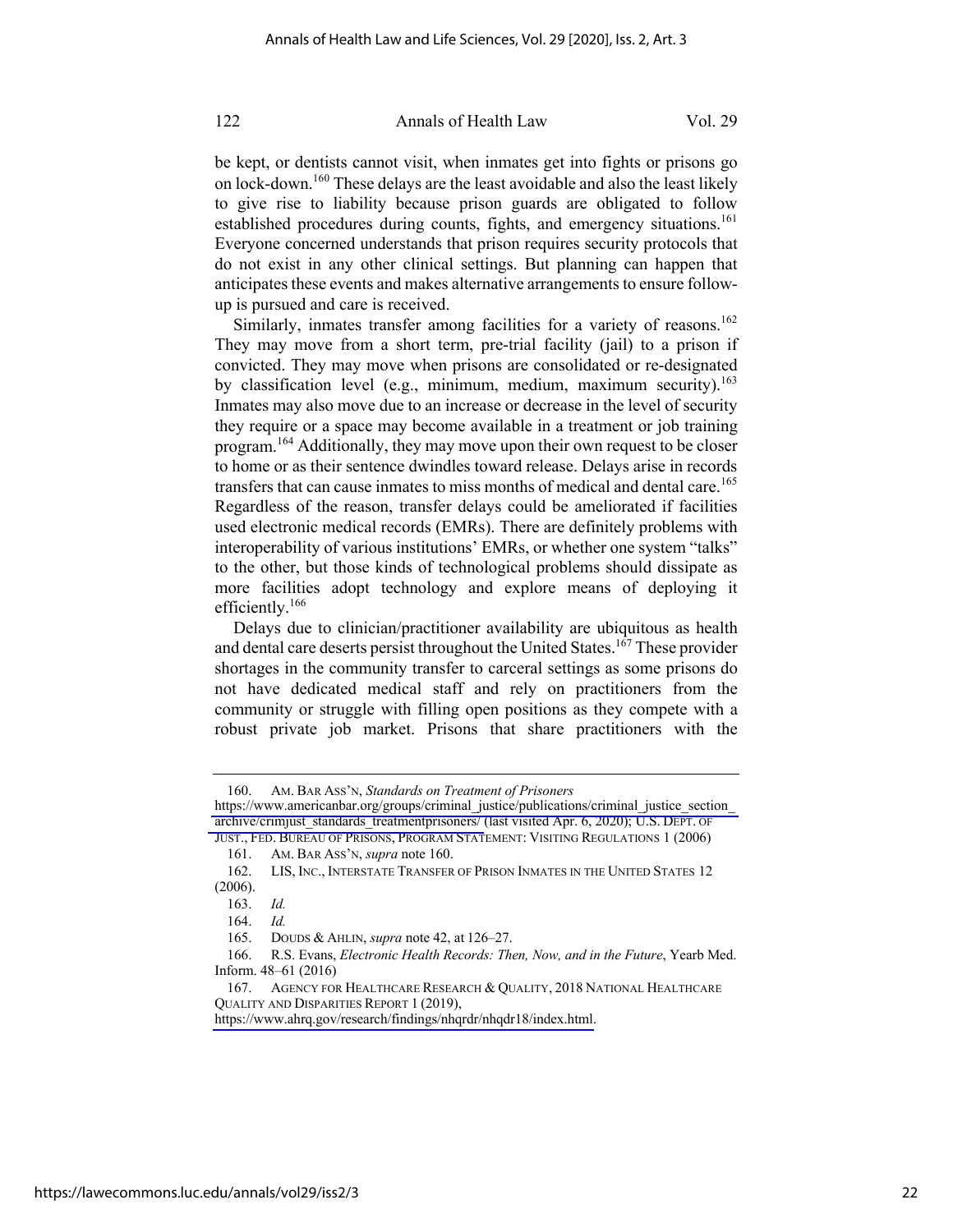be kept, or dentists cannot visit, when inmates get into fights or prisons go on lock-down.[160] These delays are the least avoidable and also the least likely to give rise to liability because prison guards are obligated to follow established procedures during counts, fights, and emergency situations.[161] Everyone concerned understands that prison requires security protocols that do not exist in any other clinical settings. But planning can happen that anticipates these events and makes alternative arrangements to ensure follow-up is pursued and care is received.

Similarly, inmates transfer among facilities for a variety of reasons.[162] They may move from a short term, pre-trial facility (jail) to a prison if convicted. They may move when prisons are consolidated or re-designated by classification level (e.g., minimum, medium, maximum security).[163] Inmates may also move due to an increase or decrease in the level of security they require or a space may become available in a treatment or job training program.[164] Additionally, they may move upon their own request to be closer to home or as their sentence dwindles toward release. Delays arise in records transfers that can cause inmates to miss months of medical and dental care.[165] Regardless of the reason, transfer delays could be ameliorated if facilities used electronic medical records (EMRs). There are definitely problems with interoperability of various institutions' EMRs, or whether one system "talks" to the other, but those kinds of technological problems should dissipate as more facilities adopt technology and explore means of deploying it efficiently.[166]

Delays due to clinician/practitioner availability are ubiquitous as health and dental care deserts persist throughout the United States.[167] These provider shortages in the community transfer to carceral settings as some prisons do not have dedicated medical staff and rely on practitioners from the community or struggle with filling open positions as they compete with a robust private job market. Prisons that share practitioners with the

---

160. AM. BAR ASS'N, *Standards on Treatment of Prisoners* https://www.americanbar.org/groups/criminal_justice/publications/criminal_justice_section_archive/crimjust_standards_treatmentprisoners/ (last visited Apr. 6, 2020); U.S. DEPT. OF JUST., FED. BUREAU OF PRISONS, PROGRAM STATEMENT: VISITING REGULATIONS 1 (2006)

161. AM. BAR ASS'N, *supra* note 160.

162. LIS, INC., INTERSTATE TRANSFER OF PRISON INMATES IN THE UNITED STATES 12 (2006).

163. *Id.*

164. *Id.*

165. DOUDS & AHLIN, *supra* note 42, at 126–27.

166. R.S. Evans, *Electronic Health Records: Then, Now, and in the Future*, Yearb Med. Inform. 48–61 (2016)

167. AGENCY FOR HEALTHCARE RESEARCH & QUALITY, 2018 NATIONAL HEALTHCARE QUALITY AND DISPARITIES REPORT 1 (2019), https://www.ahrq.gov/research/findings/nhqrdr/nhqdr18/index.html.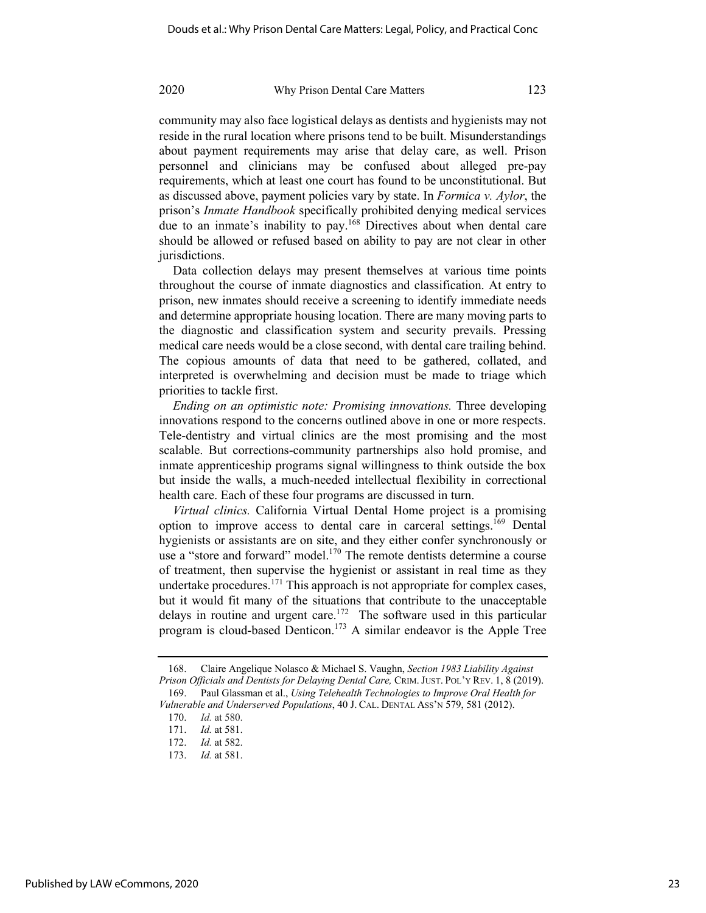community may also face logistical delays as dentists and hygienists may not reside in the rural location where prisons tend to be built. Misunderstandings about payment requirements may arise that delay care, as well. Prison personnel and clinicians may be confused about alleged pre-pay requirements, which at least one court has found to be unconstitutional. But as discussed above, payment policies vary by state. In *Formica v. Aylor*, the prison's *Inmate Handbook* specifically prohibited denying medical services due to an inmate's inability to pay.[168] Directives about when dental care should be allowed or refused based on ability to pay are not clear in other jurisdictions.

Data collection delays may present themselves at various time points throughout the course of inmate diagnostics and classification. At entry to prison, new inmates should receive a screening to identify immediate needs and determine appropriate housing location. There are many moving parts to the diagnostic and classification system and security prevails. Pressing medical care needs would be a close second, with dental care trailing behind. The copious amounts of data that need to be gathered, collated, and interpreted is overwhelming and decision must be made to triage which priorities to tackle first.

*Ending on an optimistic note: Promising innovations.* Three developing innovations respond to the concerns outlined above in one or more respects. Tele-dentistry and virtual clinics are the most promising and the most scalable. But corrections-community partnerships also hold promise, and inmate apprenticeship programs signal willingness to think outside the box but inside the walls, a much-needed intellectual flexibility in correctional health care. Each of these four programs are discussed in turn.

*Virtual clinics.* California Virtual Dental Home project is a promising option to improve access to dental care in carceral settings.[169] Dental hygienists or assistants are on site, and they either confer synchronously or use a "store and forward" model.[170] The remote dentists determine a course of treatment, then supervise the hygienist or assistant in real time as they undertake procedures.[171] This approach is not appropriate for complex cases, but it would fit many of the situations that contribute to the unacceptable delays in routine and urgent care.[172] The software used in this particular program is cloud-based Denticon.[173] A similar endeavor is the Apple Tree

---

168. Claire Angelique Nolasco & Michael S. Vaughn, *Section 1983 Liability Against Prison Officials and Dentists for Delaying Dental Care,* CRIM. JUST. POL'Y REV. 1, 8 (2019).

169. Paul Glassman et al., *Using Telehealth Technologies to Improve Oral Health for Vulnerable and Underserved Populations*, 40 J. CAL. DENTAL ASS'N 579, 581 (2012).

170. *Id.* at 580.

171. *Id.* at 581.

172. *Id.* at 582.

173. *Id.* at 581.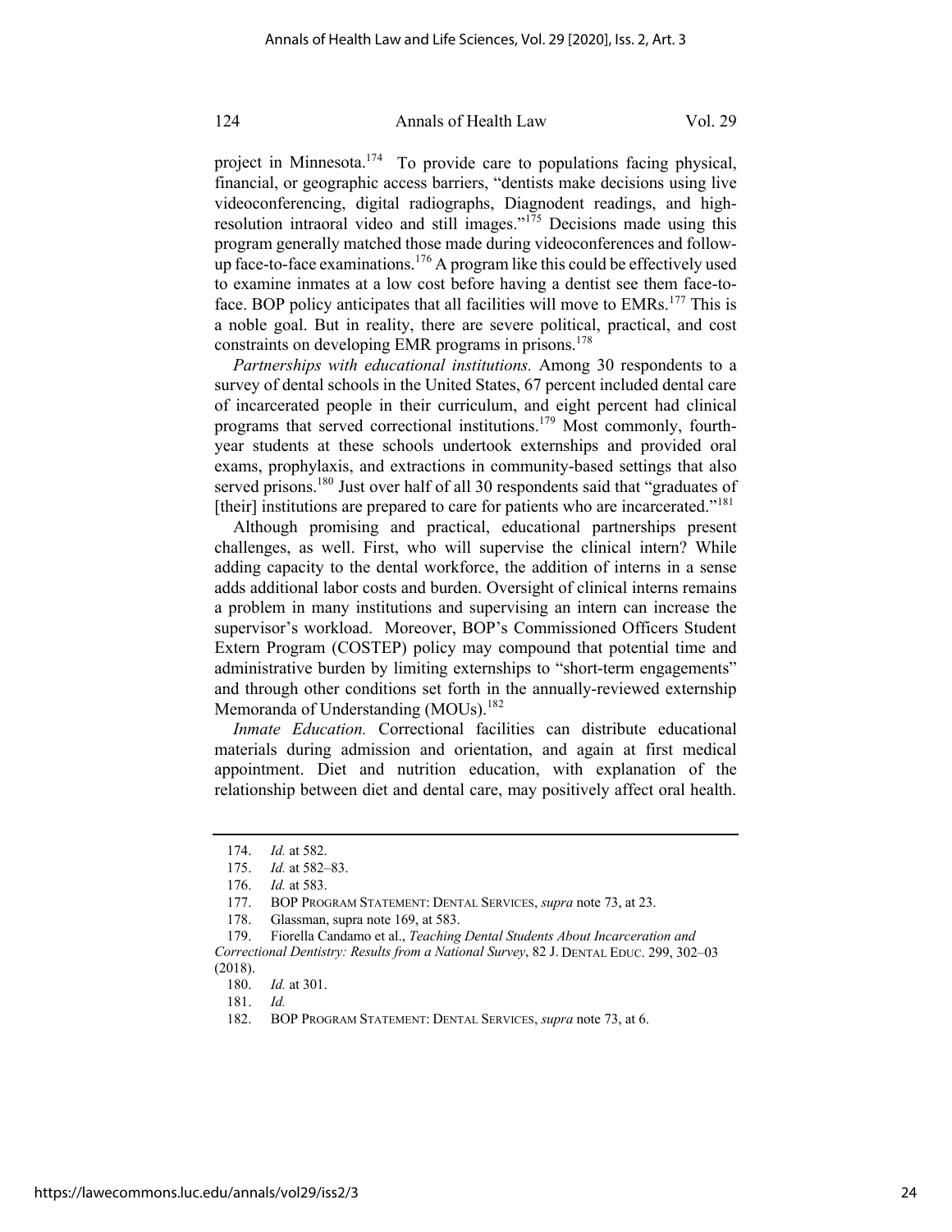project in Minnesota.[174] To provide care to populations facing physical, financial, or geographic access barriers, "dentists make decisions using live videoconferencing, digital radiographs, Diagnodent readings, and high-resolution intraoral video and still images."[175] Decisions made using this program generally matched those made during videoconferences and follow-up face-to-face examinations.[176] A program like this could be effectively used to examine inmates at a low cost before having a dentist see them face-to-face. BOP policy anticipates that all facilities will move to EMRs.[177] This is a noble goal. But in reality, there are severe political, practical, and cost constraints on developing EMR programs in prisons.[178]

*Partnerships with educational institutions.* Among 30 respondents to a survey of dental schools in the United States, 67 percent included dental care of incarcerated people in their curriculum, and eight percent had clinical programs that served correctional institutions.[179] Most commonly, fourth-year students at these schools undertook externships and provided oral exams, prophylaxis, and extractions in community-based settings that also served prisons.[180] Just over half of all 30 respondents said that "graduates of [their] institutions are prepared to care for patients who are incarcerated."[181]

Although promising and practical, educational partnerships present challenges, as well. First, who will supervise the clinical intern? While adding capacity to the dental workforce, the addition of interns in a sense adds additional labor costs and burden. Oversight of clinical interns remains a problem in many institutions and supervising an intern can increase the supervisor's workload. Moreover, BOP's Commissioned Officers Student Extern Program (COSTEP) policy may compound that potential time and administrative burden by limiting externships to "short-term engagements" and through other conditions set forth in the annually-reviewed externship Memoranda of Understanding (MOUs).[182]

*Inmate Education.* Correctional facilities can distribute educational materials during admission and orientation, and again at first medical appointment. Diet and nutrition education, with explanation of the relationship between diet and dental care, may positively affect oral health.

---

174. *Id.* at 582.

175. *Id.* at 582–83.

176. *Id.* at 583.

177. BOP PROGRAM STATEMENT: DENTAL SERVICES, *supra* note 73, at 23.

178. Glassman, supra note 169, at 583.

179. Fiorella Candamo et al., *Teaching Dental Students About Incarceration and Correctional Dentistry: Results from a National Survey*, 82 J. DENTAL EDUC. 299, 302–03 (2018).

180. *Id.* at 301.

181. *Id.*

182. BOP PROGRAM STATEMENT: DENTAL SERVICES, *supra* note 73, at 6.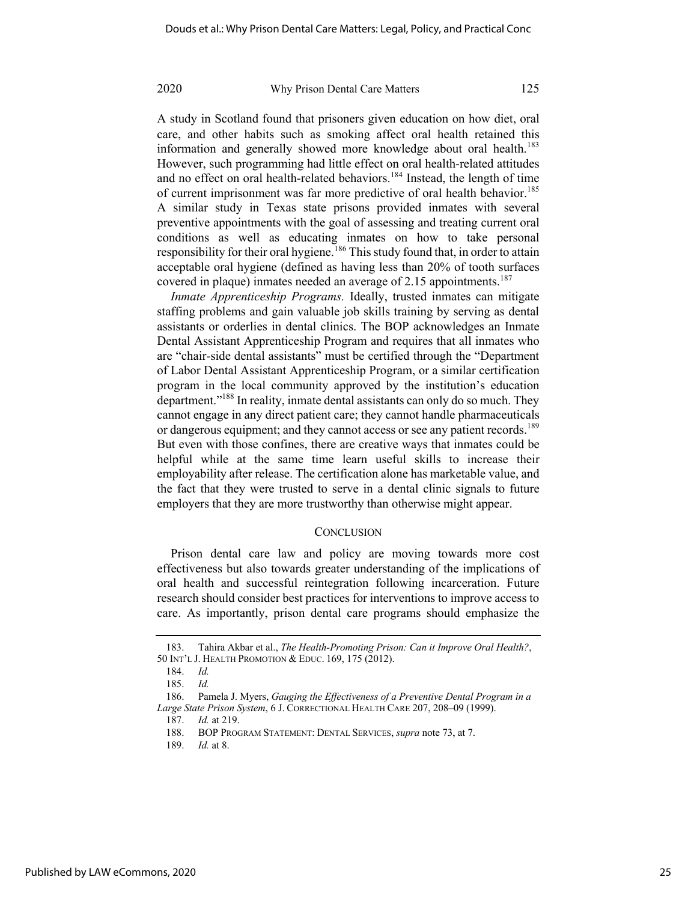A study in Scotland found that prisoners given education on how diet, oral care, and other habits such as smoking affect oral health retained this information and generally showed more knowledge about oral health.[183] However, such programming had little effect on oral health-related attitudes and no effect on oral health-related behaviors.[184] Instead, the length of time of current imprisonment was far more predictive of oral health behavior.[185] A similar study in Texas state prisons provided inmates with several preventive appointments with the goal of assessing and treating current oral conditions as well as educating inmates on how to take personal responsibility for their oral hygiene.[186] This study found that, in order to attain acceptable oral hygiene (defined as having less than 20% of tooth surfaces covered in plaque) inmates needed an average of 2.15 appointments.[187]

*Inmate Apprenticeship Programs.* Ideally, trusted inmates can mitigate staffing problems and gain valuable job skills training by serving as dental assistants or orderlies in dental clinics. The BOP acknowledges an Inmate Dental Assistant Apprenticeship Program and requires that all inmates who are "chair-side dental assistants" must be certified through the "Department of Labor Dental Assistant Apprenticeship Program, or a similar certification program in the local community approved by the institution's education department."[188] In reality, inmate dental assistants can only do so much. They cannot engage in any direct patient care; they cannot handle pharmaceuticals or dangerous equipment; and they cannot access or see any patient records.[189] But even with those confines, there are creative ways that inmates could be helpful while at the same time learn useful skills to increase their employability after release. The certification alone has marketable value, and the fact that they were trusted to serve in a dental clinic signals to future employers that they are more trustworthy than otherwise might appear.

## CONCLUSION

Prison dental care law and policy are moving towards more cost effectiveness but also towards greater understanding of the implications of oral health and successful reintegration following incarceration. Future research should consider best practices for interventions to improve access to care. As importantly, prison dental care programs should emphasize the

---

183. Tahira Akbar et al., *The Health-Promoting Prison: Can it Improve Oral Health?*, 50 INT'L J. HEALTH PROMOTION & EDUC. 169, 175 (2012).

184. *Id.*

185. *Id.*

186. Pamela J. Myers, *Gauging the Effectiveness of a Preventive Dental Program in a Large State Prison System*, 6 J. CORRECTIONAL HEALTH CARE 207, 208–09 (1999).

187. *Id.* at 219.

188. BOP PROGRAM STATEMENT: DENTAL SERVICES, *supra* note 73, at 7.

189. *Id.* at 8.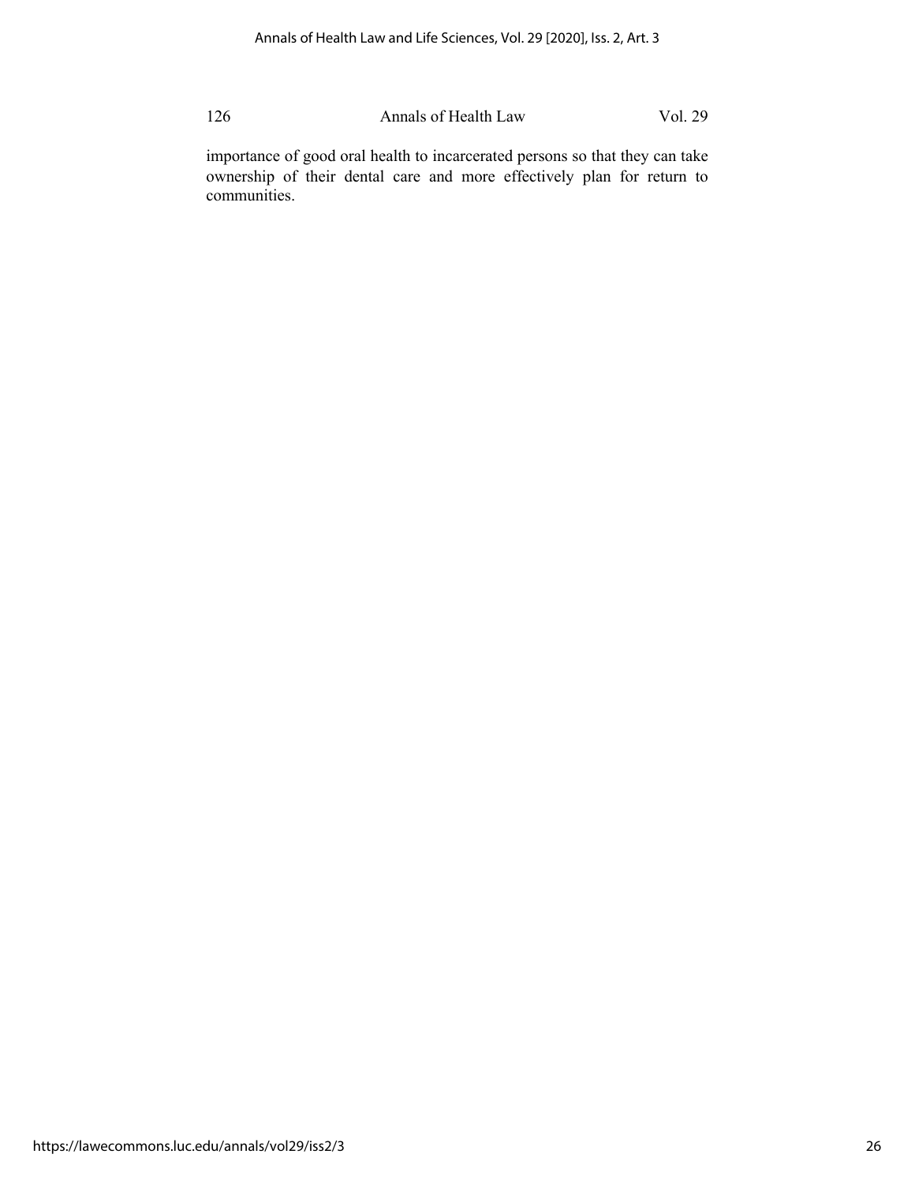importance of good oral health to incarcerated persons so that they can take ownership of their dental care and more effectively plan for return to communities.